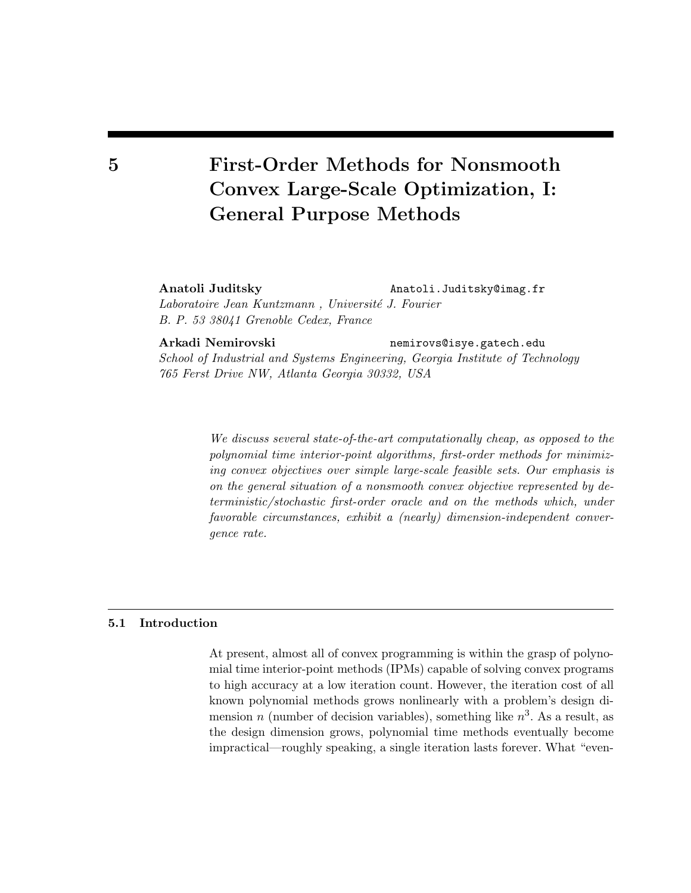# 5 First-Order Methods for Nonsmooth Convex Large-Scale Optimization, I: General Purpose Methods

**Anatoli Juditsky** Anatoli.Juditsky@imag.fr
*Laboratoire Jean Kuntzmann , Université J. Fourier*
*B. P. 53 38041 Grenoble Cedex, France*

**Arkadi Nemirovski** nemirovs@isye.gatech.edu
*School of Industrial and Systems Engineering, Georgia Institute of Technology*
*765 Ferst Drive NW, Atlanta Georgia 30332, USA*

*We discuss several state-of-the-art computationally cheap, as opposed to the polynomial time interior-point algorithms, first-order methods for minimizing convex objectives over simple large-scale feasible sets. Our emphasis is on the general situation of a nonsmooth convex objective represented by deterministic/stochastic first-order oracle and on the methods which, under favorable circumstances, exhibit a (nearly) dimension-independent convergence rate.*

## 5.1 Introduction

At present, almost all of convex programming is within the grasp of polynomial time interior-point methods (IPMs) capable of solving convex programs to high accuracy at a low iteration count. However, the iteration cost of all known polynomial methods grows nonlinearly with a problem's design dimension $n$ (number of decision variables), something like $n^3$. As a result, as the design dimension grows, polynomial time methods eventually become impractical—roughly speaking, a single iteration lasts forever. What "even-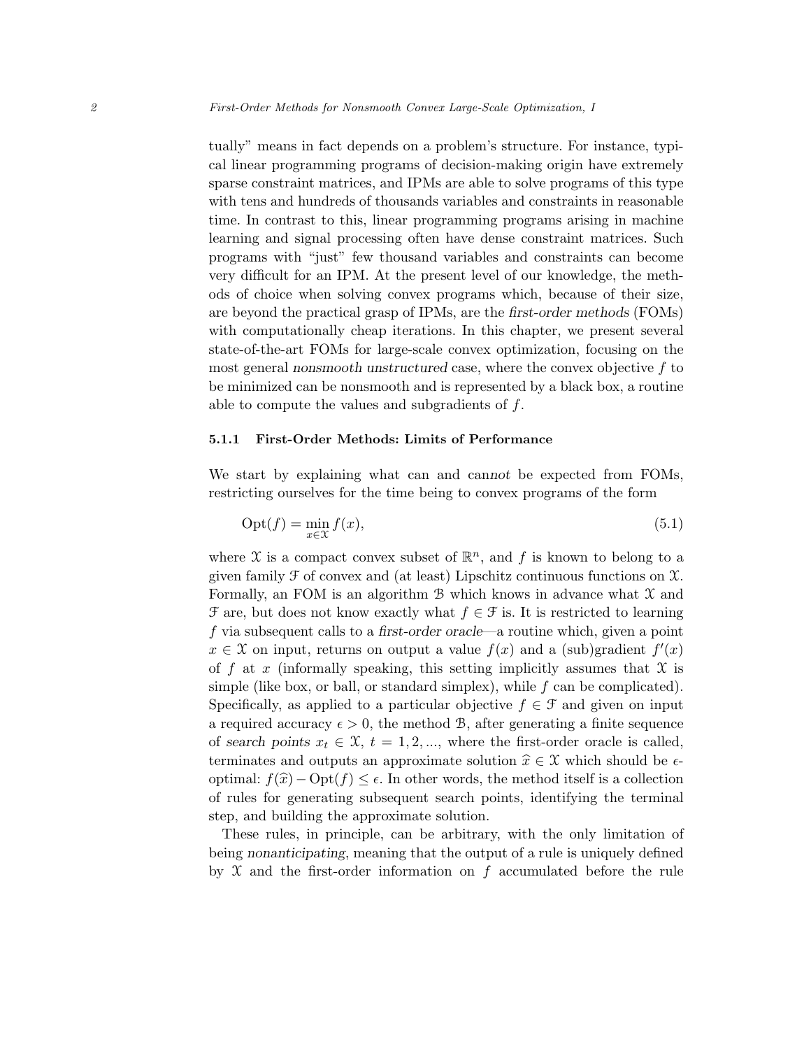tually" means in fact depends on a problem's structure. For instance, typical linear programming programs of decision-making origin have extremely sparse constraint matrices, and IPMs are able to solve programs of this type with tens and hundreds of thousands variables and constraints in reasonable time. In contrast to this, linear programming programs arising in machine learning and signal processing often have dense constraint matrices. Such programs with "just" few thousand variables and constraints can become very difficult for an IPM. At the present level of our knowledge, the methods of choice when solving convex programs which, because of their size, are beyond the practical grasp of IPMs, are the *first-order methods* (FOMs) with computationally cheap iterations. In this chapter, we present several state-of-the-art FOMs for large-scale convex optimization, focusing on the most general *nonsmooth unstructured* case, where the convex objective $f$ to be minimized can be nonsmooth and is represented by a black box, a routine able to compute the values and subgradients of $f$.

### 5.1.1 First-Order Methods: Limits of Performance

We start by explaining what can and can*not* be expected from FOMs, restricting ourselves for the time being to convex programs of the form

$$\mathrm{Opt}(f) = \min_{x \in \mathcal{X}} f(x), \tag{5.1}$$

where $\mathcal{X}$ is a compact convex subset of $\mathbb{R}^n$, and $f$ is known to belong to a given family $\mathcal{F}$ of convex and (at least) Lipschitz continuous functions on $\mathcal{X}$. Formally, an FOM is an algorithm $\mathcal{B}$ which knows in advance what $\mathcal{X}$ and $\mathcal{F}$ are, but does not know exactly what $f \in \mathcal{F}$ is. It is restricted to learning $f$ via subsequent calls to a *first-order oracle*—a routine which, given a point $x \in \mathcal{X}$ on input, returns on output a value $f(x)$ and a (sub)gradient $f'(x)$ of $f$ at $x$ (informally speaking, this setting implicitly assumes that $\mathcal{X}$ is simple (like box, or ball, or standard simplex), while $f$ can be complicated). Specifically, as applied to a particular objective $f \in \mathcal{F}$ and given on input a required accuracy $\epsilon > 0$, the method $\mathcal{B}$, after generating a finite sequence of *search points* $x_t \in \mathcal{X}$, $t = 1, 2, \ldots$, where the first-order oracle is called, terminates and outputs an approximate solution $\widehat{x} \in \mathcal{X}$ which should be $\epsilon$-optimal: $f(\widehat{x}) - \mathrm{Opt}(f) \leq \epsilon$. In other words, the method itself is a collection of rules for generating subsequent search points, identifying the terminal step, and building the approximate solution.

These rules, in principle, can be arbitrary, with the only limitation of being *nonanticipating*, meaning that the output of a rule is uniquely defined by $\mathcal{X}$ and the first-order information on $f$ accumulated before the rule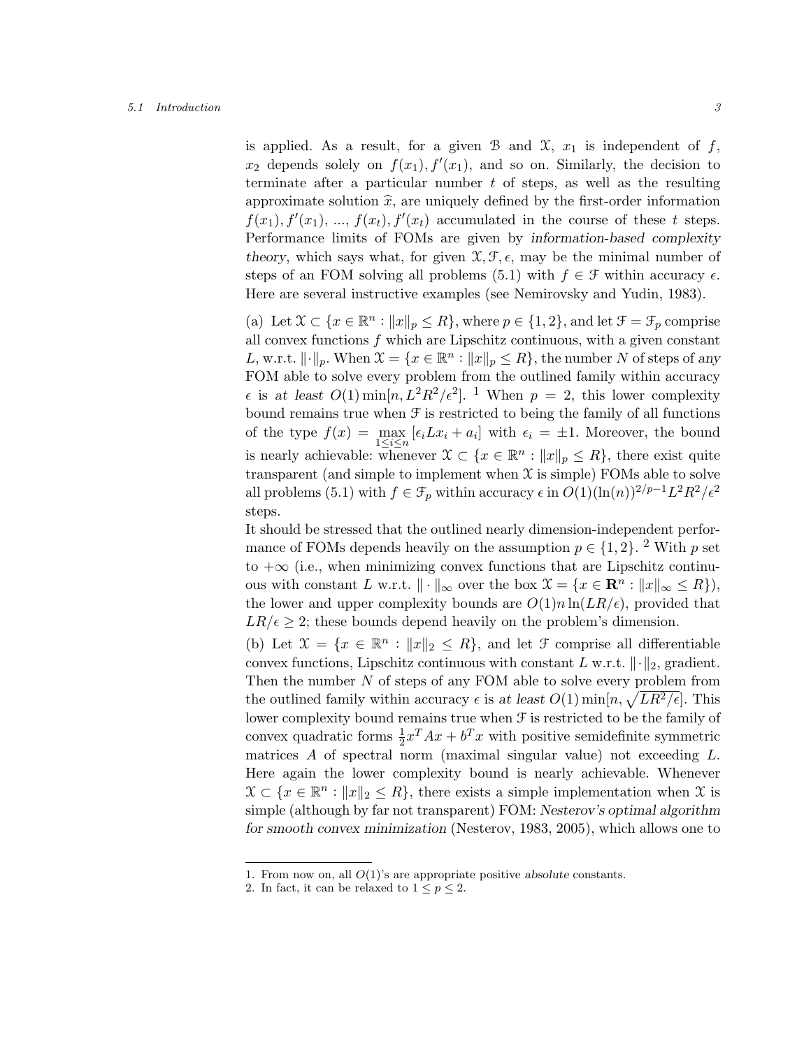is applied. As a result, for a given $\mathcal{B}$ and $\mathcal{X}$, $x_1$ is independent of $f$, $x_2$ depends solely on $f(x_1), f'(x_1)$, and so on. Similarly, the decision to terminate after a particular number $t$ of steps, as well as the resulting approximate solution $\widehat{x}$, are uniquely defined by the first-order information $f(x_1), f'(x_1)$, ..., $f(x_t), f'(x_t)$ accumulated in the course of these $t$ steps. Performance limits of FOMs are given by *information-based complexity theory*, which says what, for given $\mathcal{X}, \mathcal{F}, \epsilon$, may be the minimal number of steps of an FOM solving all problems (5.1) with $f \in \mathcal{F}$ within accuracy $\epsilon$. Here are several instructive examples (see Nemirovsky and Yudin, 1983).

(a) Let $\mathcal{X} \subset \{x \in \mathbb{R}^n : \|x\|_p \leq R\}$, where $p \in \{1, 2\}$, and let $\mathcal{F} = \mathcal{F}_p$ comprise all convex functions $f$ which are Lipschitz continuous, with a given constant $L$, w.r.t. $\|\cdot\|_p$. When $\mathcal{X} = \{x \in \mathbb{R}^n : \|x\|_p \leq R\}$, the number $N$ of steps of *any* FOM able to solve every problem from the outlined family within accuracy $\epsilon$ is *at least* $O(1) \min[n, L^2R^2/\epsilon^2]$. [1] When $p = 2$, this lower complexity bound remains true when $\mathcal{F}$ is restricted to being the family of all functions of the type $f(x) = \max_{1 \leq i \leq n} [\epsilon_i L x_i + a_i]$ with $\epsilon_i = \pm 1$. Moreover, the bound is nearly achievable: whenever $\mathcal{X} \subset \{x \in \mathbb{R}^n : \|x\|_p \leq R\}$, there exist quite transparent (and simple to implement when $\mathcal{X}$ is simple) FOMs able to solve all problems (5.1) with $f \in \mathcal{F}_p$ within accuracy $\epsilon$ in $O(1)(\ln(n))^{2/p-1}L^2R^2/\epsilon^2$ steps.

It should be stressed that the outlined nearly dimension-independent performance of FOMs depends heavily on the assumption $p \in \{1, 2\}$. [2] With $p$ set to $+\infty$ (i.e., when minimizing convex functions that are Lipschitz continuous with constant $L$ w.r.t. $\|\cdot\|_\infty$ over the box $\mathcal{X} = \{x \in \mathbf{R}^n : \|x\|_\infty \leq R\}$), the lower and upper complexity bounds are $O(1) n \ln(LR/\epsilon)$, provided that $LR/\epsilon \geq 2$; these bounds depend heavily on the problem's dimension.

(b) Let $\mathcal{X} = \{x \in \mathbb{R}^n : \|x\|_2 \leq R\}$, and let $\mathcal{F}$ comprise all differentiable convex functions, Lipschitz continuous with constant $L$ w.r.t. $\|\cdot\|_2$, gradient. Then the number $N$ of steps of any FOM able to solve every problem from the outlined family within accuracy $\epsilon$ is *at least* $O(1) \min[n, \sqrt{LR^2/\epsilon}]$. This lower complexity bound remains true when $\mathcal{F}$ is restricted to be the family of convex quadratic forms $\frac{1}{2}x^T Ax + b^T x$ with positive semidefinite symmetric matrices $A$ of spectral norm (maximal singular value) not exceeding $L$. Here again the lower complexity bound is nearly achievable. Whenever $\mathcal{X} \subset \{x \in \mathbb{R}^n : \|x\|_2 \leq R\}$, there exists a simple implementation when $\mathcal{X}$ is simple (although by far not transparent) FOM: *Nesterov's optimal algorithm for smooth convex minimization* (Nesterov, 1983, 2005), which allows one to

---

1. From now on, all $O(1)$'s are appropriate positive *absolute* constants.
2. In fact, it can be relaxed to $1 \leq p \leq 2$.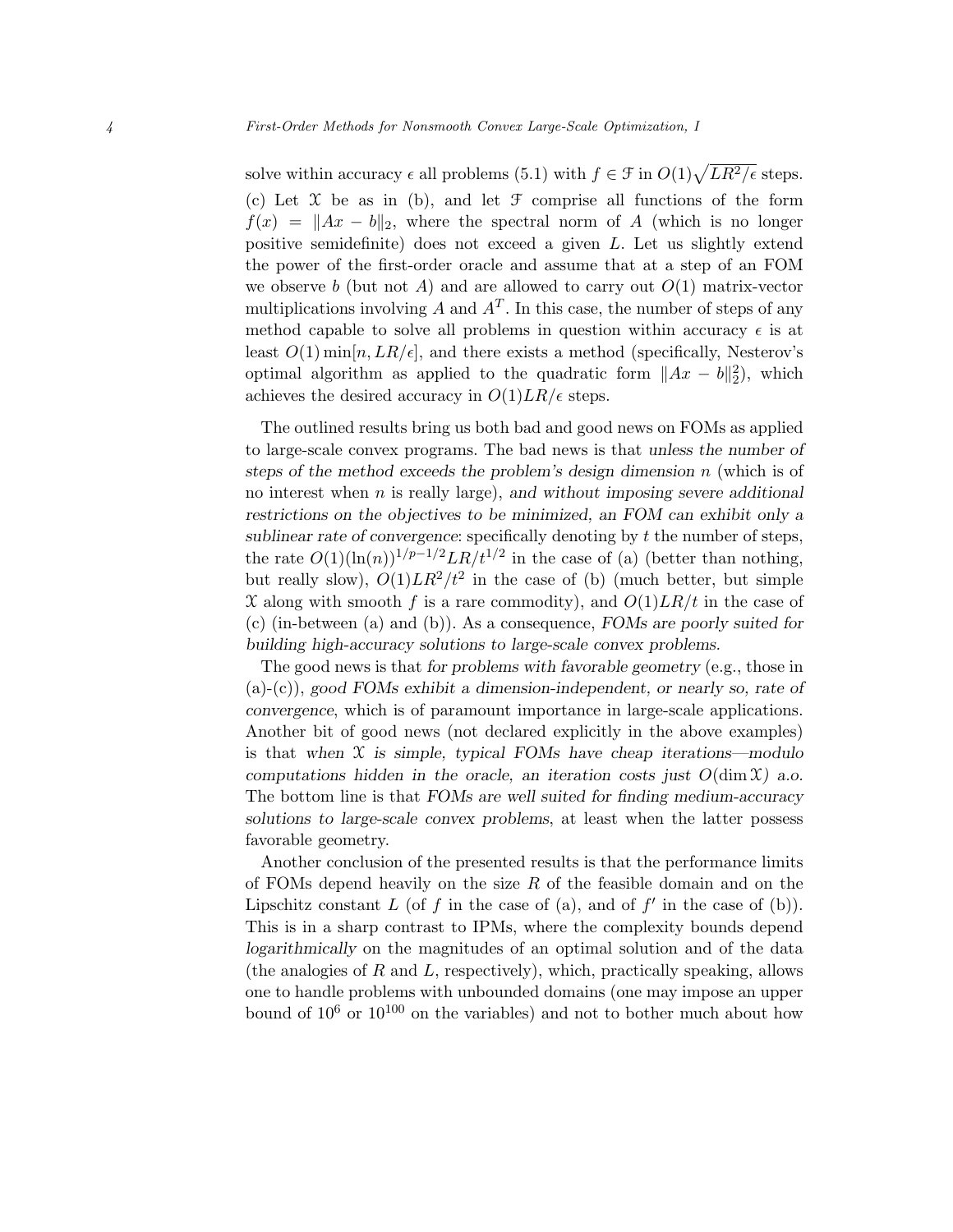solve within accuracy $\epsilon$ all problems (5.1) with $f \in \mathcal{F}$ in $O(1)\sqrt{LR^2/\epsilon}$ steps.

(c) Let $\mathcal{X}$ be as in (b), and let $\mathcal{F}$ comprise all functions of the form $f(x) = \|Ax - b\|_2$, where the spectral norm of $A$ (which is no longer positive semidefinite) does not exceed a given $L$. Let us slightly extend the power of the first-order oracle and assume that at a step of an FOM we observe $b$ (but not $A$) and are allowed to carry out $O(1)$ matrix-vector multiplications involving $A$ and $A^T$. In this case, the number of steps of any method capable to solve all problems in question within accuracy $\epsilon$ is at least $O(1)\min[n, LR/\epsilon]$, and there exists a method (specifically, Nesterov's optimal algorithm as applied to the quadratic form $\|Ax - b\|_2^2$), which achieves the desired accuracy in $O(1)LR/\epsilon$ steps.

The outlined results bring us both bad and good news on FOMs as applied to large-scale convex programs. The bad news is that *unless the number of steps of the method exceeds the problem's design dimension* $n$ (which is of no interest when $n$ is really large), *and without imposing severe additional restrictions on the objectives to be minimized, an FOM can exhibit only a sublinear rate of convergence*: specifically denoting by $t$ the number of steps, the rate $O(1)(\ln(n))^{1/p-1/2}LR/t^{1/2}$ in the case of (a) (better than nothing, but really slow), $O(1)LR^2/t^2$ in the case of (b) (much better, but simple $\mathcal{X}$ along with smooth $f$ is a rare commodity), and $O(1)LR/t$ in the case of (c) (in-between (a) and (b)). As a consequence, *FOMs are poorly suited for building high-accuracy solutions to large-scale convex problems.*

The good news is that *for problems with favorable geometry* (e.g., those in (a)-(c)), *good FOMs exhibit a dimension-independent, or nearly so, rate of convergence*, which is of paramount importance in large-scale applications. Another bit of good news (not declared explicitly in the above examples) is that *when $\mathcal{X}$ is simple, typical FOMs have cheap iterations—modulo computations hidden in the oracle, an iteration costs just $O(\dim \mathcal{X})$ a.o.* The bottom line is that *FOMs are well suited for finding medium-accuracy solutions to large-scale convex problems*, at least when the latter possess favorable geometry.

Another conclusion of the presented results is that the performance limits of FOMs depend heavily on the size $R$ of the feasible domain and on the Lipschitz constant $L$ (of $f$ in the case of (a), and of $f'$ in the case of (b)). This is in a sharp contrast to IPMs, where the complexity bounds depend *logarithmically* on the magnitudes of an optimal solution and of the data (the analogies of $R$ and $L$, respectively), which, practically speaking, allows one to handle problems with unbounded domains (one may impose an upper bound of $10^6$ or $10^{100}$ on the variables) and not to bother much about how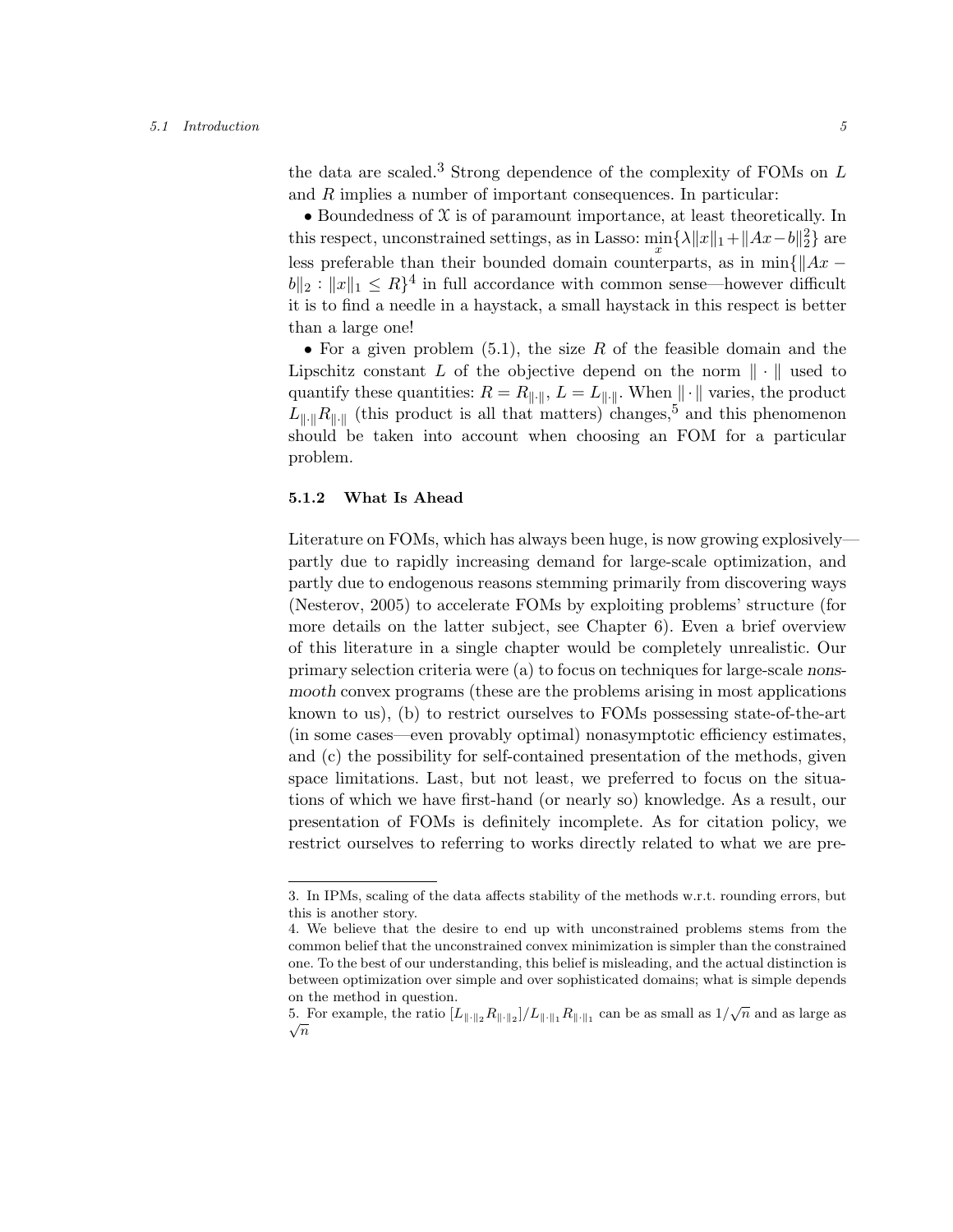the data are scaled.[3] Strong dependence of the complexity of FOMs on $L$ and $R$ implies a number of important consequences. In particular:

- Boundedness of $\mathcal{X}$ is of paramount importance, at least theoretically. In this respect, unconstrained settings, as in Lasso: $\min_x \{\lambda\|x\|_1 + \|Ax-b\|_2^2\}$ are less preferable than their bounded domain counterparts, as in $\min\{\|Ax-b\|_2 : \|x\|_1 \le R\}$[4] in full accordance with common sense—however difficult it is to find a needle in a haystack, a small haystack in this respect is better than a large one!
- For a given problem (5.1), the size $R$ of the feasible domain and the Lipschitz constant $L$ of the objective depend on the norm $\|\cdot\|$ used to quantify these quantities: $R = R_{\|\cdot\|}$, $L = L_{\|\cdot\|}$. When $\|\cdot\|$ varies, the product $L_{\|\cdot\|}R_{\|\cdot\|}$ (this product is all that matters) changes,[5] and this phenomenon should be taken into account when choosing an FOM for a particular problem.

### 5.1.2 What Is Ahead

Literature on FOMs, which has always been huge, is now growing explosively—partly due to rapidly increasing demand for large-scale optimization, and partly due to endogenous reasons stemming primarily from discovering ways (Nesterov, 2005) to accelerate FOMs by exploiting problems' structure (for more details on the latter subject, see Chapter 6). Even a brief overview of this literature in a single chapter would be completely unrealistic. Our primary selection criteria were (a) to focus on techniques for large-scale *nonsmooth* convex programs (these are the problems arising in most applications known to us), (b) to restrict ourselves to FOMs possessing state-of-the-art (in some cases—even provably optimal) nonasymptotic efficiency estimates, and (c) the possibility for self-contained presentation of the methods, given space limitations. Last, but not least, we preferred to focus on the situations of which we have first-hand (or nearly so) knowledge. As a result, our presentation of FOMs is definitely incomplete. As for citation policy, we restrict ourselves to referring to works directly related to what we are pre-

---

3. In IPMs, scaling of the data affects stability of the methods w.r.t. rounding errors, but this is another story.

4. We believe that the desire to end up with unconstrained problems stems from the common belief that the unconstrained convex minimization is simpler than the constrained one. To the best of our understanding, this belief is misleading, and the actual distinction is between optimization over simple and over sophisticated domains; what is simple depends on the method in question.

5. For example, the ratio $[L_{\|\cdot\|_2}R_{\|\cdot\|_2}]/L_{\|\cdot\|_1}R_{\|\cdot\|_1}$ can be as small as $1/\sqrt{n}$ and as large as $\sqrt{n}$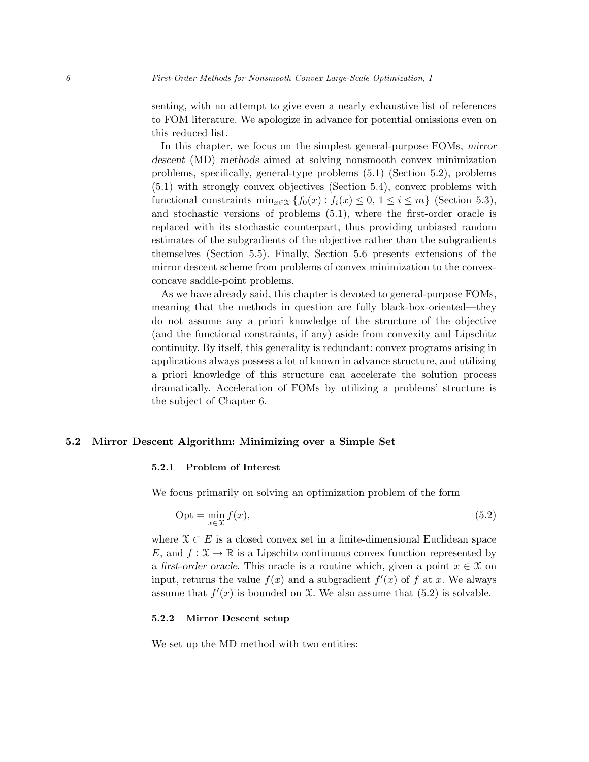senting, with no attempt to give even a nearly exhaustive list of references to FOM literature. We apologize in advance for potential omissions even on this reduced list.

In this chapter, we focus on the simplest general-purpose FOMs, *mirror descent* (MD) *methods* aimed at solving nonsmooth convex minimization problems, specifically, general-type problems (5.1) (Section 5.2), problems (5.1) with strongly convex objectives (Section 5.4), convex problems with functional constraints $\min_{x\in\mathcal{X}}\{f_0(x) : f_i(x) \leq 0,\, 1 \leq i \leq m\}$ (Section 5.3), and stochastic versions of problems (5.1), where the first-order oracle is replaced with its stochastic counterpart, thus providing unbiased random estimates of the subgradients of the objective rather than the subgradients themselves (Section 5.5). Finally, Section 5.6 presents extensions of the mirror descent scheme from problems of convex minimization to the convex-concave saddle-point problems.

As we have already said, this chapter is devoted to general-purpose FOMs, meaning that the methods in question are fully black-box-oriented—they do not assume any a priori knowledge of the structure of the objective (and the functional constraints, if any) aside from convexity and Lipschitz continuity. By itself, this generality is redundant: convex programs arising in applications always possess a lot of known in advance structure, and utilizing a priori knowledge of this structure can accelerate the solution process dramatically. Acceleration of FOMs by utilizing a problems' structure is the subject of Chapter 6.

## 5.2 Mirror Descent Algorithm: Minimizing over a Simple Set

### 5.2.1 Problem of Interest

We focus primarily on solving an optimization problem of the form

$$\mathrm{Opt} = \min_{x\in\mathcal{X}} f(x), \tag{5.2}$$

where $\mathcal{X} \subset E$ is a closed convex set in a finite-dimensional Euclidean space $E$, and $f : \mathcal{X} \to \mathbb{R}$ is a Lipschitz continuous convex function represented by a *first-order oracle*. This oracle is a routine which, given a point $x \in \mathcal{X}$ on input, returns the value $f(x)$ and a subgradient $f'(x)$ of $f$ at $x$. We always assume that $f'(x)$ is bounded on $\mathcal{X}$. We also assume that (5.2) is solvable.

### 5.2.2 Mirror Descent setup

We set up the MD method with two entities: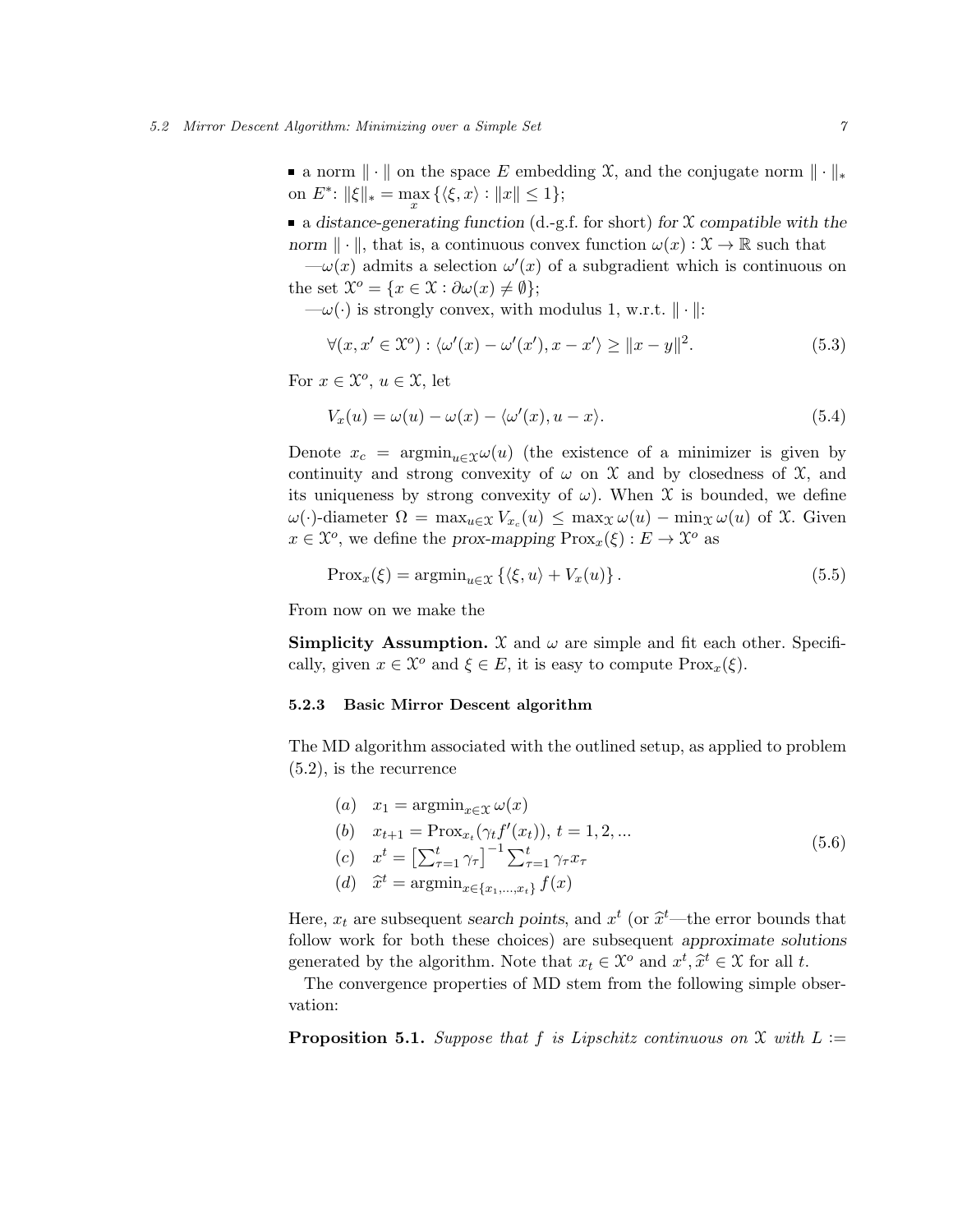- a norm $\|\cdot\|$ on the space $E$ embedding $\mathcal{X}$, and the conjugate norm $\|\cdot\|_*$ on $E^*$: $\|\xi\|_* = \max\limits_x \{\langle \xi, x\rangle : \|x\| \leq 1\}$;
- a *distance-generating function* (d.-g.f. for short) *for* $\mathcal{X}$ *compatible with the norm* $\|\cdot\|$, that is, a continuous convex function $\omega(x) : \mathcal{X} \to \mathbb{R}$ such that

  —$\omega(x)$ admits a selection $\omega'(x)$ of a subgradient which is continuous on the set $\mathcal{X}^o = \{x \in \mathcal{X} : \partial\omega(x) \neq \emptyset\}$;

  —$\omega(\cdot)$ is strongly convex, with modulus 1, w.r.t. $\|\cdot\|$:

$$\forall (x, x' \in \mathcal{X}^o) : \langle \omega'(x) - \omega'(x'), x - x'\rangle \geq \|x - y\|^2. \tag{5.3}$$

For $x \in \mathcal{X}^o$, $u \in \mathcal{X}$, let

$$V_x(u) = \omega(u) - \omega(x) - \langle \omega'(x), u - x\rangle. \tag{5.4}$$

Denote $x_c = \mathrm{argmin}_{u\in\mathcal{X}}\omega(u)$ (the existence of a minimizer is given by continuity and strong convexity of $\omega$ on $\mathcal{X}$ and by closedness of $\mathcal{X}$, and its uniqueness by strong convexity of $\omega$). When $\mathcal{X}$ is bounded, we define $\omega(\cdot)$-diameter $\Omega = \max_{u\in\mathcal{X}} V_{x_c}(u) \leq \max_{\mathcal{X}} \omega(u) - \min_{\mathcal{X}} \omega(u)$ of $\mathcal{X}$. Given $x \in \mathcal{X}^o$, we define the *prox-mapping* $\mathrm{Prox}_x(\xi) : E \to \mathcal{X}^o$ as

$$\mathrm{Prox}_x(\xi) = \mathrm{argmin}_{u\in\mathcal{X}} \{\langle \xi, u\rangle + V_x(u)\}. \tag{5.5}$$

From now on we make the

**Simplicity Assumption.** $\mathcal{X}$ and $\omega$ are simple and fit each other. Specifically, given $x \in \mathcal{X}^o$ and $\xi \in E$, it is easy to compute $\mathrm{Prox}_x(\xi)$.

### 5.2.3 Basic Mirror Descent algorithm

The MD algorithm associated with the outlined setup, as applied to problem (5.2), is the recurrence

$$\begin{array}{ll}
(a) & x_1 = \mathrm{argmin}_{x\in\mathcal{X}}\, \omega(x)\\
(b) & x_{t+1} = \mathrm{Prox}_{x_t}(\gamma_t f'(x_t)),\ t = 1, 2, ...\\
(c) & x^t = \left[\sum_{\tau=1}^t \gamma_\tau\right]^{-1} \sum_{\tau=1}^t \gamma_\tau x_\tau\\
(d) & \widehat{x}^t = \mathrm{argmin}_{x\in\{x_1,...,x_t\}}\, f(x)
\end{array} \tag{5.6}$$

Here, $x_t$ are subsequent *search points*, and $x^t$ (or $\widehat{x}^t$—the error bounds that follow work for both these choices) are subsequent *approximate solutions* generated by the algorithm. Note that $x_t \in \mathcal{X}^o$ and $x^t, \widehat{x}^t \in \mathcal{X}$ for all $t$.

The convergence properties of MD stem from the following simple observation:

**Proposition 5.1.** *Suppose that $f$ is Lipschitz continuous on $\mathcal{X}$ with $L :=$*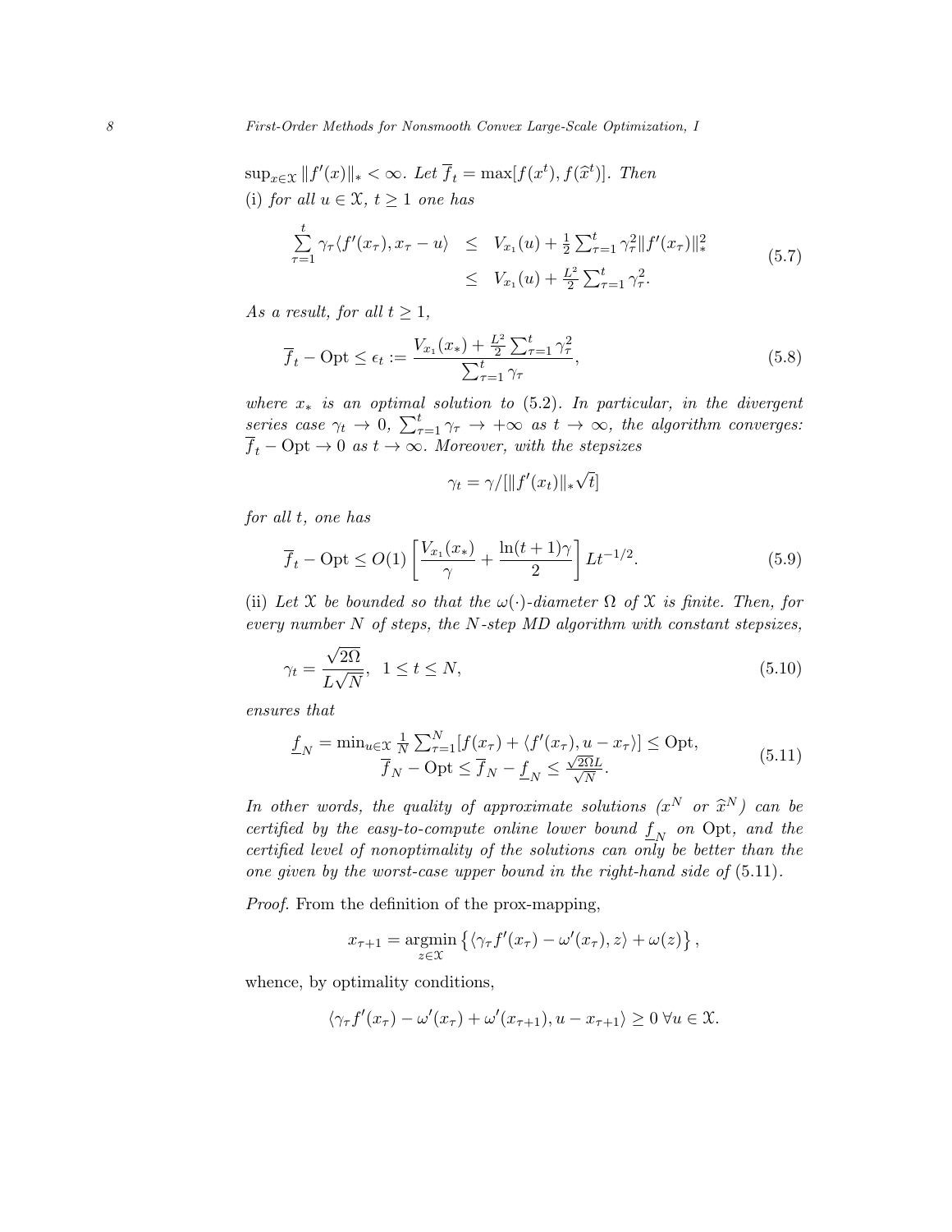$\sup_{x\in\mathcal{X}} \|f'(x)\|_* < \infty$. *Let* $\overline{f}_t = \max[f(x^t), f(\widehat{x}^t)]$. *Then*

(i) *for all* $u \in \mathcal{X}$, $t \geq 1$ *one has*

$$
\begin{array}{rcl}
\sum_{\tau=1}^{t} \gamma_\tau \langle f'(x_\tau), x_\tau - u\rangle & \leq & V_{x_1}(u) + \frac{1}{2}\sum_{\tau=1}^{t} \gamma_\tau^2 \|f'(x_\tau)\|_*^2 \\
& \leq & V_{x_1}(u) + \frac{L^2}{2}\sum_{\tau=1}^{t} \gamma_\tau^2.
\end{array}
\tag{5.7}
$$

*As a result, for all* $t \geq 1$,

$$
\overline{f}_t - \mathrm{Opt} \leq \epsilon_t := \frac{V_{x_1}(x_*) + \frac{L^2}{2}\sum_{\tau=1}^{t}\gamma_\tau^2}{\sum_{\tau=1}^{t}\gamma_\tau},
\tag{5.8}
$$

*where* $x_*$ *is an optimal solution to* (5.2). *In particular, in the divergent series case* $\gamma_t \to 0$, $\sum_{\tau=1}^{t}\gamma_\tau \to +\infty$ *as* $t \to \infty$, *the algorithm converges:* $\overline{f}_t - \mathrm{Opt} \to 0$ *as* $t \to \infty$. *Moreover, with the stepsizes*

$$
\gamma_t = \gamma/[\|f'(x_t)\|_* \sqrt{t}]
$$

*for all* $t$, *one has*

$$
\overline{f}_t - \mathrm{Opt} \leq O(1)\left[\frac{V_{x_1}(x_*)}{\gamma} + \frac{\ln(t+1)\gamma}{2}\right] L t^{-1/2}.
\tag{5.9}
$$

(ii) *Let* $\mathcal{X}$ *be bounded so that the* $\omega(\cdot)$*-diameter* $\Omega$ *of* $\mathcal{X}$ *is finite. Then, for every number* $N$ *of steps, the* $N$*-step MD algorithm with constant stepsizes,*

$$
\gamma_t = \frac{\sqrt{2\Omega}}{L\sqrt{N}}, \;\; 1 \leq t \leq N,
\tag{5.10}
$$

*ensures that*

$$
\begin{array}{c}
\underline{f}_N = \min_{u\in\mathcal{X}} \frac{1}{N}\sum_{\tau=1}^{N}[f(x_\tau) + \langle f'(x_\tau), u - x_\tau\rangle] \leq \mathrm{Opt}, \\
\overline{f}_N - \mathrm{Opt} \leq \overline{f}_N - \underline{f}_N \leq \frac{\sqrt{2\Omega}L}{\sqrt{N}}.
\end{array}
\tag{5.11}
$$

*In other words, the quality of approximate solutions* ($x^N$ *or* $\widehat{x}^N$) *can be certified by the easy-to-compute online lower bound* $\underline{f}_N$ *on* Opt, *and the certified level of nonoptimality of the solutions can only be better than the one given by the worst-case upper bound in the right-hand side of* (5.11).

*Proof.* From the definition of the prox-mapping,

$$
x_{\tau+1} = \operatorname*{argmin}_{z\in\mathcal{X}} \left\{ \langle \gamma_\tau f'(x_\tau) - \omega'(x_\tau), z\rangle + \omega(z) \right\},
$$

whence, by optimality conditions,

$$
\langle \gamma_\tau f'(x_\tau) - \omega'(x_\tau) + \omega'(x_{\tau+1}), u - x_{\tau+1}\rangle \geq 0 \;\forall u \in \mathcal{X}.
$$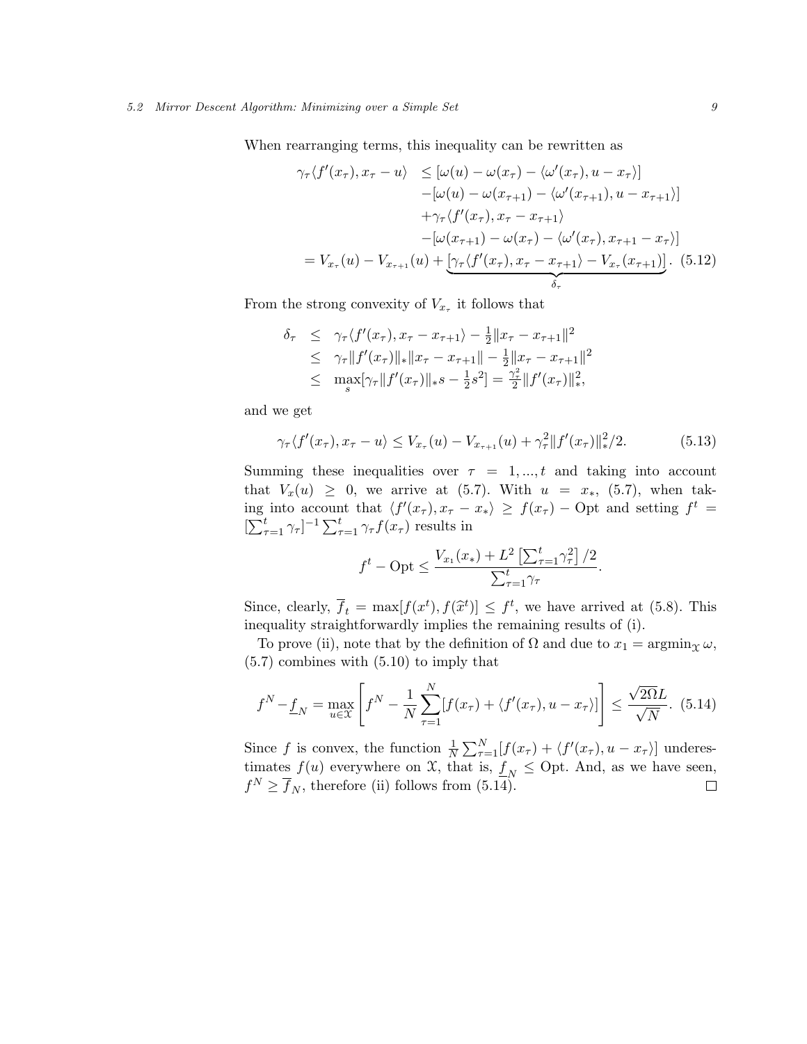When rearranging terms, this inequality can be rewritten as

$$
\begin{array}{rl}
\gamma_\tau \langle f'(x_\tau), x_\tau - u\rangle & \leq [\omega(u) - \omega(x_\tau) - \langle \omega'(x_\tau), u - x_\tau\rangle] \\
& \quad -[\omega(u) - \omega(x_{\tau+1}) - \langle \omega'(x_{\tau+1}), u - x_{\tau+1}\rangle] \\
& \quad +\gamma_\tau \langle f'(x_\tau), x_\tau - x_{\tau+1}\rangle \\
& \quad -[\omega(x_{\tau+1}) - \omega(x_\tau) - \langle \omega'(x_\tau), x_{\tau+1} - x_\tau\rangle] \\
& = V_{x_\tau}(u) - V_{x_{\tau+1}}(u) + \underbrace{[\gamma_\tau \langle f'(x_\tau), x_\tau - x_{\tau+1}\rangle - V_{x_\tau}(x_{\tau+1})]}_{\delta_\tau}.
\end{array} \tag{5.12}
$$

From the strong convexity of $V_{x_\tau}$ it follows that

$$
\begin{array}{rcl}
\delta_\tau & \leq & \gamma_\tau \langle f'(x_\tau), x_\tau - x_{\tau+1}\rangle - \frac{1}{2}\|x_\tau - x_{\tau+1}\|^2 \\
& \leq & \gamma_\tau \|f'(x_\tau)\|_* \|x_\tau - x_{\tau+1}\| - \frac{1}{2}\|x_\tau - x_{\tau+1}\|^2 \\
& \leq & \max\limits_s [\gamma_\tau \|f'(x_\tau)\|_* s - \frac{1}{2}s^2] = \frac{\gamma_\tau^2}{2}\|f'(x_\tau)\|_*^2,
\end{array}
$$

and we get

$$
\gamma_\tau \langle f'(x_\tau), x_\tau - u\rangle \leq V_{x_\tau}(u) - V_{x_{\tau+1}}(u) + \gamma_\tau^2 \|f'(x_\tau)\|_*^2/2. \tag{5.13}
$$

Summing these inequalities over $\tau = 1, ..., t$ and taking into account that $V_x(u) \geq 0$, we arrive at (5.7). With $u = x_*$, (5.7), when taking into account that $\langle f'(x_\tau), x_\tau - x_*\rangle \geq f(x_\tau) - \mathrm{Opt}$ and setting $f^t = [\sum_{\tau=1}^t \gamma_\tau]^{-1} \sum_{\tau=1}^t \gamma_\tau f(x_\tau)$ results in

$$
f^t - \mathrm{Opt} \leq \frac{V_{x_1}(x_*) + L^2 \left[\sum_{\tau=1}^t \gamma_\tau^2\right]/2}{\sum_{\tau=1}^t \gamma_\tau}.
$$

Since, clearly, $\overline{f}_t = \max[f(x^t), f(\widehat{x}^t)] \leq f^t$, we have arrived at (5.8). This inequality straightforwardly implies the remaining results of (i).

To prove (ii), note that by the definition of $\Omega$ and due to $x_1 = \mathrm{argmin}_{\mathcal{X}}\, \omega$, (5.7) combines with (5.10) to imply that

$$
f^N - \underline{f}_N = \max_{u \in \mathcal{X}} \left[ f^N - \frac{1}{N} \sum_{\tau=1}^N [f(x_\tau) + \langle f'(x_\tau), u - x_\tau\rangle] \right] \leq \frac{\sqrt{2\Omega}L}{\sqrt{N}}. \tag{5.14}
$$

Since $f$ is convex, the function $\frac{1}{N}\sum_{\tau=1}^N [f(x_\tau) + \langle f'(x_\tau), u - x_\tau\rangle]$ underestimates $f(u)$ everywhere on $\mathcal{X}$, that is, $\underline{f}_N \leq \mathrm{Opt}$. And, as we have seen, $f^N \geq \overline{f}_N$, therefore (ii) follows from (5.14). □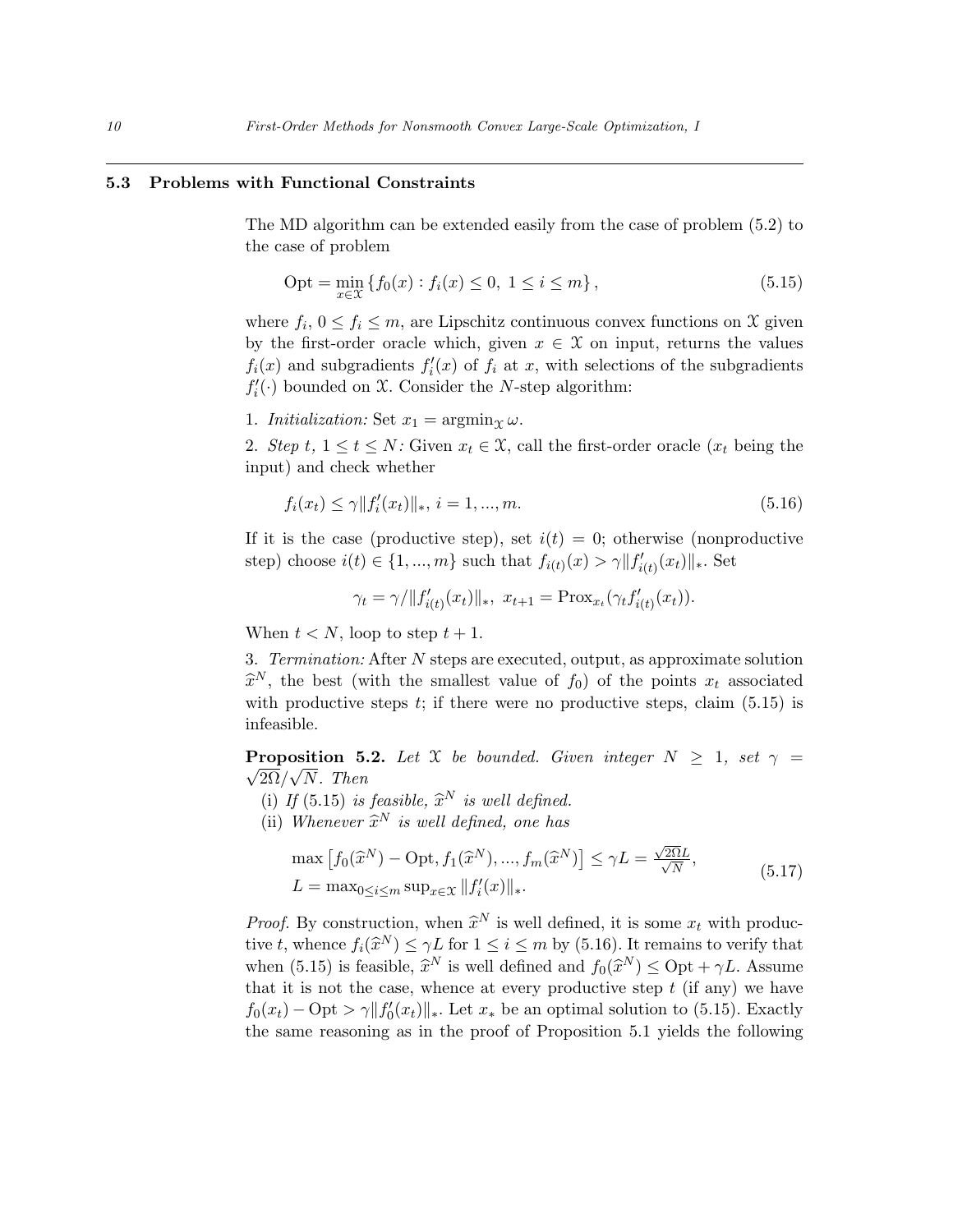### 5.3 Problems with Functional Constraints

The MD algorithm can be extended easily from the case of problem (5.2) to the case of problem

$$\text{Opt} = \min_{x \in \mathcal{X}} \left\{ f_0(x) : f_i(x) \leq 0,\ 1 \leq i \leq m \right\}, \tag{5.15}$$

where $f_i$, $0 \leq f_i \leq m$, are Lipschitz continuous convex functions on $\mathcal{X}$ given by the first-order oracle which, given $x \in \mathcal{X}$ on input, returns the values $f_i(x)$ and subgradients $f_i'(x)$ of $f_i$ at $x$, with selections of the subgradients $f_i'(\cdot)$ bounded on $\mathcal{X}$. Consider the $N$-step algorithm:

1. *Initialization:* Set $x_1 = \operatorname{argmin}_{\mathcal{X}} \omega$.

2. *Step $t$, $1 \leq t \leq N$:* Given $x_t \in \mathcal{X}$, call the first-order oracle ($x_t$ being the input) and check whether

$$f_i(x_t) \leq \gamma \|f_i'(x_t)\|_*,\ i = 1, ..., m. \tag{5.16}$$

If it is the case (productive step), set $i(t) = 0$; otherwise (nonproductive step) choose $i(t) \in \{1, ..., m\}$ such that $f_{i(t)}(x) > \gamma \|f_{i(t)}'(x_t)\|_*$. Set

$$\gamma_t = \gamma / \|f_{i(t)}'(x_t)\|_*,\ x_{t+1} = \operatorname{Prox}_{x_t}(\gamma_t f_{i(t)}'(x_t)).$$

When $t < N$, loop to step $t+1$.

3. *Termination:* After $N$ steps are executed, output, as approximate solution $\widehat{x}^N$, the best (with the smallest value of $f_0$) of the points $x_t$ associated with productive steps $t$; if there were no productive steps, claim (5.15) is infeasible.

**Proposition 5.2.** *Let $\mathcal{X}$ be bounded. Given integer $N \geq 1$, set $\gamma = \sqrt{2\Omega}/\sqrt{N}$. Then*

(i) *If* (5.15) *is feasible, $\widehat{x}^N$ is well defined.*

(ii) *Whenever $\widehat{x}^N$ is well defined, one has*

$$\begin{array}{l} \max\left[f_0(\widehat{x}^N) - \text{Opt}, f_1(\widehat{x}^N), ..., f_m(\widehat{x}^N)\right] \leq \gamma L = \frac{\sqrt{2\Omega} L}{\sqrt{N}}, \\ L = \max_{0 \leq i \leq m} \sup_{x \in \mathcal{X}} \|f_i'(x)\|_*. \end{array} \tag{5.17}$$

*Proof.* By construction, when $\widehat{x}^N$ is well defined, it is some $x_t$ with productive $t$, whence $f_i(\widehat{x}^N) \leq \gamma L$ for $1 \leq i \leq m$ by (5.16). It remains to verify that when (5.15) is feasible, $\widehat{x}^N$ is well defined and $f_0(\widehat{x}^N) \leq \text{Opt} + \gamma L$. Assume that it is not the case, whence at every productive step $t$ (if any) we have $f_0(x_t) - \text{Opt} > \gamma \|f_0'(x_t)\|_*$. Let $x_*$ be an optimal solution to (5.15). Exactly the same reasoning as in the proof of Proposition 5.1 yields the following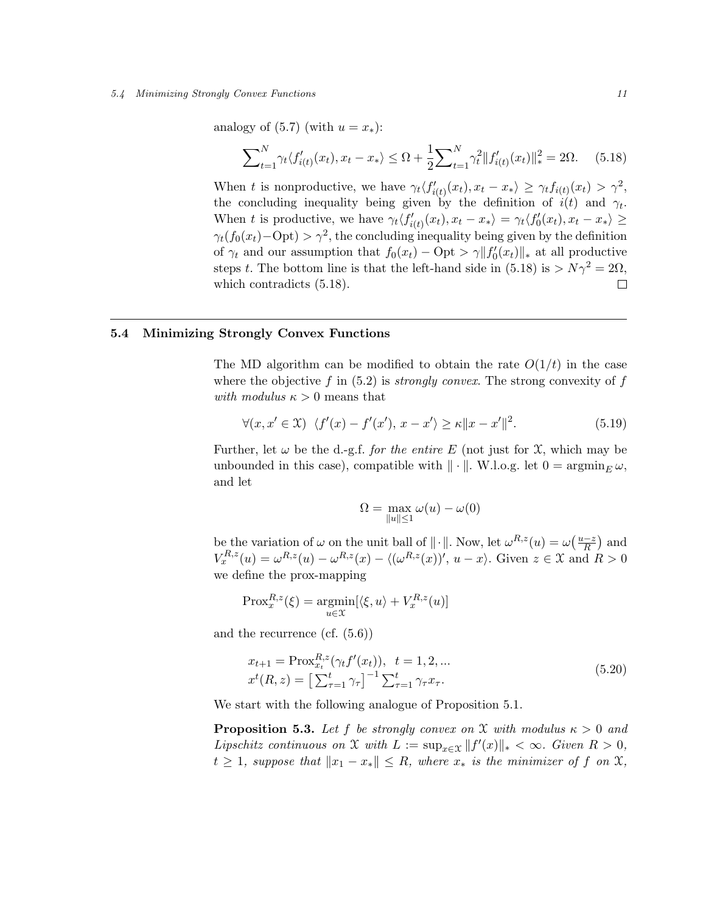analogy of (5.7) (with $u = x_*$):

$$\sum\nolimits_{t=1}^{N} \gamma_t \langle f'_{i(t)}(x_t), x_t - x_* \rangle \leq \Omega + \frac{1}{2} \sum\nolimits_{t=1}^{N} \gamma_t^2 \| f'_{i(t)}(x_t) \|_*^2 = 2\Omega. \quad (5.18)$$

When $t$ is nonproductive, we have $\gamma_t \langle f'_{i(t)}(x_t), x_t - x_* \rangle \geq \gamma_t f_{i(t)}(x_t) > \gamma^2$, the concluding inequality being given by the definition of $i(t)$ and $\gamma_t$. When $t$ is productive, we have $\gamma_t \langle f'_{i(t)}(x_t), x_t - x_* \rangle = \gamma_t \langle f'_0(x_t), x_t - x_* \rangle \geq \gamma_t (f_0(x_t) - \mathrm{Opt}) > \gamma^2$, the concluding inequality being given by the definition of $\gamma_t$ and our assumption that $f_0(x_t) - \mathrm{Opt} > \gamma \| f'_0(x_t) \|_*$ at all productive steps $t$. The bottom line is that the left-hand side in (5.18) is $> N\gamma^2 = 2\Omega$, which contradicts (5.18). □

## 5.4 Minimizing Strongly Convex Functions

The MD algorithm can be modified to obtain the rate $O(1/t)$ in the case where the objective $f$ in (5.2) is *strongly convex*. The strong convexity of $f$ *with modulus* $\kappa > 0$ means that

$$\forall (x, x' \in \mathcal{X}) \;\; \langle f'(x) - f'(x'),\, x - x' \rangle \geq \kappa \| x - x' \|^2. \quad (5.19)$$

Further, let $\omega$ be the d.-g.f. *for the entire* $E$ (not just for $\mathcal{X}$, which may be unbounded in this case), compatible with $\| \cdot \|$. W.l.o.g. let $0 = \operatorname{argmin}_E \omega$, and let

$$\Omega = \max_{\|u\| \leq 1} \omega(u) - \omega(0)$$

be the variation of $\omega$ on the unit ball of $\| \cdot \|$. Now, let $\omega^{R,z}(u) = \omega\big(\frac{u-z}{R}\big)$ and $V_x^{R,z}(u) = \omega^{R,z}(u) - \omega^{R,z}(x) - \langle (\omega^{R,z}(x))',\, u - x \rangle$. Given $z \in \mathcal{X}$ and $R > 0$ we define the prox-mapping

$$\mathrm{Prox}_x^{R,z}(\xi) = \operatorname*{argmin}_{u \in \mathcal{X}} [\langle \xi, u \rangle + V_x^{R,z}(u)]$$

and the recurrence (cf. (5.6))

$$\begin{aligned} & x_{t+1} = \mathrm{Prox}_{x_t}^{R,z}(\gamma_t f'(x_t)), \;\; t = 1, 2, ... \\ & x^t(R, z) = \big[ \sum\nolimits_{\tau=1}^{t} \gamma_\tau \big]^{-1} \sum\nolimits_{\tau=1}^{t} \gamma_\tau x_\tau. \end{aligned} \quad (5.20)$$

We start with the following analogue of Proposition 5.1.

**Proposition 5.3.** *Let $f$ be strongly convex on $\mathcal{X}$ with modulus $\kappa > 0$ and Lipschitz continuous on $\mathcal{X}$ with $L := \sup_{x \in \mathcal{X}} \| f'(x) \|_* < \infty$. Given $R > 0$, $t \geq 1$, suppose that $\| x_1 - x_* \| \leq R$, where $x_*$ is the minimizer of $f$ on $\mathcal{X}$,*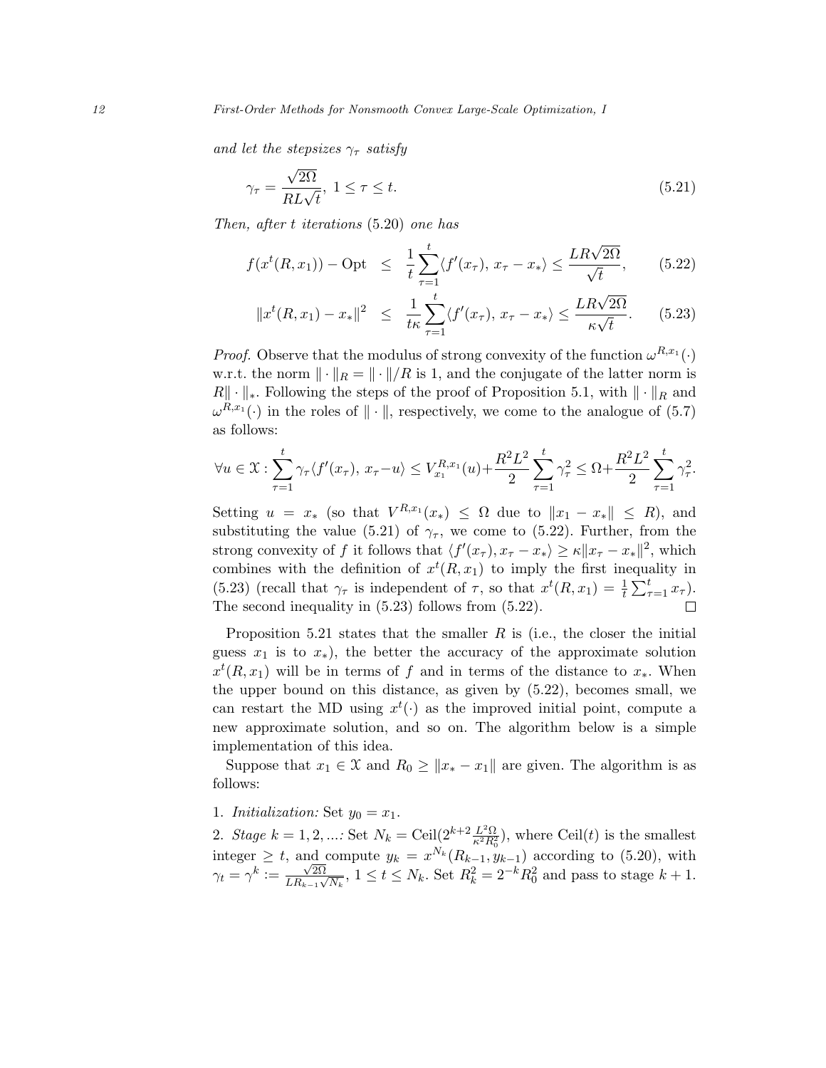*and let the stepsizes $\gamma_\tau$ satisfy*

$$\gamma_\tau = \frac{\sqrt{2\Omega}}{RL\sqrt{t}},\ 1 \leq \tau \leq t. \tag{5.21}$$

*Then, after $t$ iterations* (5.20) *one has*

$$f(x^t(R,x_1)) - \mathrm{Opt} \leq \frac{1}{t}\sum_{\tau=1}^{t}\langle f'(x_\tau),\, x_\tau - x_*\rangle \leq \frac{LR\sqrt{2\Omega}}{\sqrt{t}}, \tag{5.22}$$

$$\|x^t(R,x_1) - x_*\|^2 \leq \frac{1}{t\kappa}\sum_{\tau=1}^{t}\langle f'(x_\tau),\, x_\tau - x_*\rangle \leq \frac{LR\sqrt{2\Omega}}{\kappa\sqrt{t}}. \tag{5.23}$$

*Proof.* Observe that the modulus of strong convexity of the function $\omega^{R,x_1}(\cdot)$ w.r.t. the norm $\|\cdot\|_R = \|\cdot\|/R$ is 1, and the conjugate of the latter norm is $R\|\cdot\|_*$. Following the steps of the proof of Proposition 5.1, with $\|\cdot\|_R$ and $\omega^{R,x_1}(\cdot)$ in the roles of $\|\cdot\|$, respectively, we come to the analogue of (5.7) as follows:

$$\forall u \in \mathcal{X} : \sum_{\tau=1}^{t}\gamma_\tau\langle f'(x_\tau),\, x_\tau - u\rangle \leq V_{x_1}^{R,x_1}(u) + \frac{R^2L^2}{2}\sum_{\tau=1}^{t}\gamma_\tau^2 \leq \Omega + \frac{R^2L^2}{2}\sum_{\tau=1}^{t}\gamma_\tau^2.$$

Setting $u = x_*$ (so that $V^{R,x_1}(x_*) \leq \Omega$ due to $\|x_1 - x_*\| \leq R$), and substituting the value (5.21) of $\gamma_\tau$, we come to (5.22). Further, from the strong convexity of $f$ it follows that $\langle f'(x_\tau), x_\tau - x_*\rangle \geq \kappa\|x_\tau - x_*\|^2$, which combines with the definition of $x^t(R,x_1)$ to imply the first inequality in (5.23) (recall that $\gamma_\tau$ is independent of $\tau$, so that $x^t(R,x_1) = \frac{1}{t}\sum_{\tau=1}^{t} x_\tau$). The second inequality in (5.23) follows from (5.22). □

Proposition 5.21 states that the smaller $R$ is (i.e., the closer the initial guess $x_1$ is to $x_*$), the better the accuracy of the approximate solution $x^t(R,x_1)$ will be in terms of $f$ and in terms of the distance to $x_*$. When the upper bound on this distance, as given by (5.22), becomes small, we can restart the MD using $x^t(\cdot)$ as the improved initial point, compute a new approximate solution, and so on. The algorithm below is a simple implementation of this idea.

Suppose that $x_1 \in \mathcal{X}$ and $R_0 \geq \|x_* - x_1\|$ are given. The algorithm is as follows:

1. *Initialization:* Set $y_0 = x_1$.

2. *Stage $k = 1, 2, \ldots$:* Set $N_k = \mathrm{Ceil}(2^{k+2}\frac{L^2\Omega}{\kappa^2 R_0^2})$, where $\mathrm{Ceil}(t)$ is the smallest integer $\geq t$, and compute $y_k = x^{N_k}(R_{k-1}, y_{k-1})$ according to (5.20), with $\gamma_t = \gamma^k := \frac{\sqrt{2\Omega}}{LR_{k-1}\sqrt{N_k}}$, $1 \leq t \leq N_k$. Set $R_k^2 = 2^{-k}R_0^2$ and pass to stage $k+1$.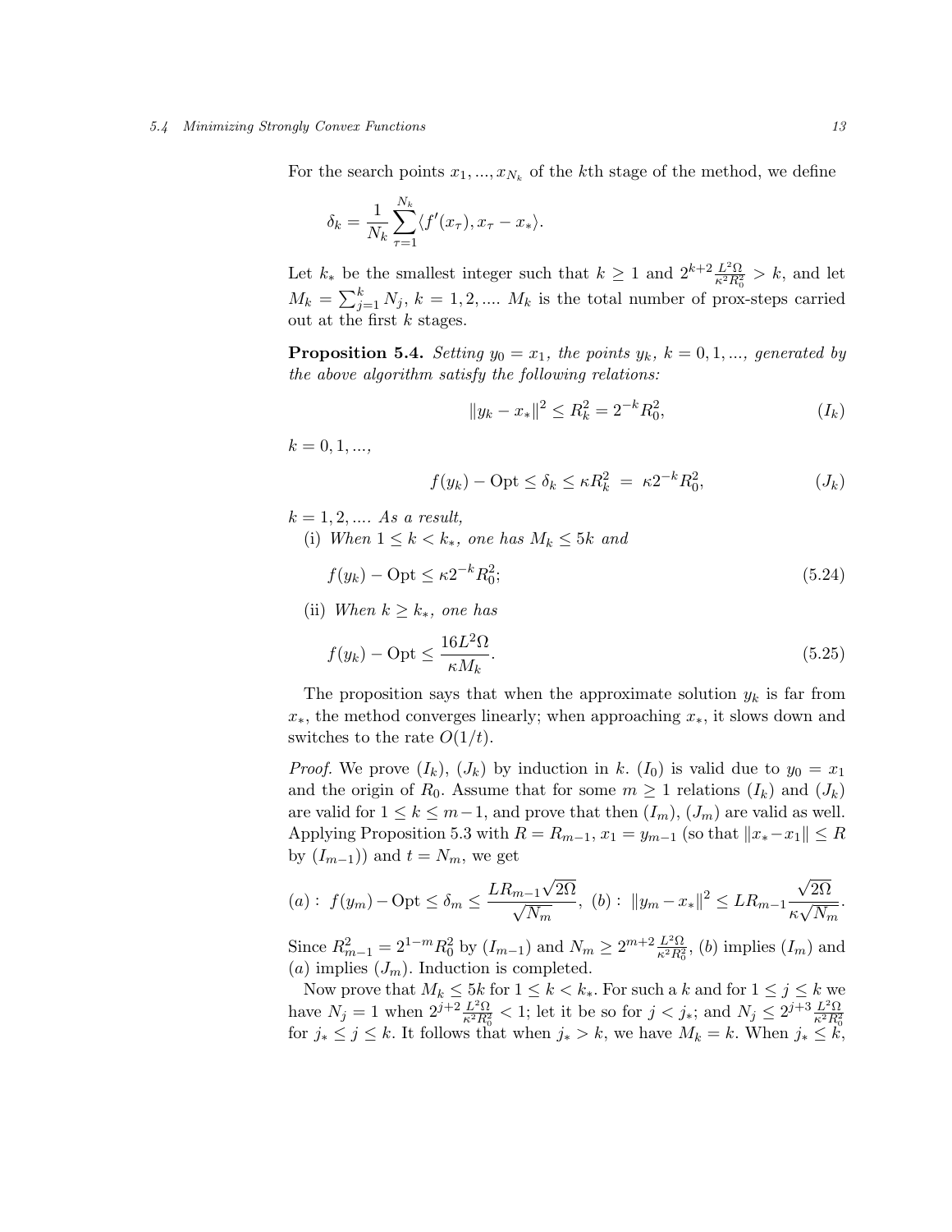For the search points $x_1, ..., x_{N_k}$ of the $k$th stage of the method, we define

$$\delta_k = \frac{1}{N_k} \sum_{\tau=1}^{N_k} \langle f'(x_\tau), x_\tau - x_* \rangle.$$

Let $k_*$ be the smallest integer such that $k \geq 1$ and $2^{k+2} \frac{L^2 \Omega}{\kappa^2 R_0^2} > k$, and let $M_k = \sum_{j=1}^{k} N_j$, $k = 1, 2, ....$ $M_k$ is the total number of prox-steps carried out at the first $k$ stages.

**Proposition 5.4.** *Setting $y_0 = x_1$, the points $y_k$, $k = 0, 1, ...$, generated by the above algorithm satisfy the following relations:*

$$\|y_k - x_*\|^2 \leq R_k^2 = 2^{-k} R_0^2, \tag{$I_k$}$$

$k = 0, 1, ...,$

$$f(y_k) - \text{Opt} \leq \delta_k \leq \kappa R_k^2 \; = \; \kappa 2^{-k} R_0^2, \tag{$J_k$}$$

$k = 1, 2, ....$ *As a result,*

(i) *When $1 \leq k < k_*$, one has $M_k \leq 5k$ and*

$$f(y_k) - \text{Opt} \leq \kappa 2^{-k} R_0^2; \tag{5.24}$$

(ii) *When $k \geq k_*$, one has*

$$f(y_k) - \text{Opt} \leq \frac{16 L^2 \Omega}{\kappa M_k}. \tag{5.25}$$

The proposition says that when the approximate solution $y_k$ is far from $x_*$, the method converges linearly; when approaching $x_*$, it slows down and switches to the rate $O(1/t)$.

*Proof.* We prove $(I_k)$, $(J_k)$ by induction in $k$. $(I_0)$ is valid due to $y_0 = x_1$ and the origin of $R_0$. Assume that for some $m \geq 1$ relations $(I_k)$ and $(J_k)$ are valid for $1 \leq k \leq m-1$, and prove that then $(I_m)$, $(J_m)$ are valid as well. Applying Proposition 5.3 with $R = R_{m-1}$, $x_1 = y_{m-1}$ (so that $\|x_* - x_1\| \leq R$ by $(I_{m-1})$) and $t = N_m$, we get

$$(a): \; f(y_m) - \text{Opt} \leq \delta_m \leq \frac{L R_{m-1} \sqrt{2\Omega}}{\sqrt{N_m}}, \; (b): \; \|y_m - x_*\|^2 \leq L R_{m-1} \frac{\sqrt{2\Omega}}{\kappa \sqrt{N_m}}.$$

Since $R_{m-1}^2 = 2^{1-m} R_0^2$ by $(I_{m-1})$ and $N_m \geq 2^{m+2} \frac{L^2 \Omega}{\kappa^2 R_0^2}$, $(b)$ implies $(I_m)$ and $(a)$ implies $(J_m)$. Induction is completed.

Now prove that $M_k \leq 5k$ for $1 \leq k < k_*$. For such a $k$ and for $1 \leq j \leq k$ we have $N_j = 1$ when $2^{j+2} \frac{L^2 \Omega}{\kappa^2 R_0^2} < 1$; let it be so for $j < j_*$; and $N_j \leq 2^{j+3} \frac{L^2 \Omega}{\kappa^2 R_0^2}$ for $j_* \leq j \leq k$. It follows that when $j_* > k$, we have $M_k = k$. When $j_* \leq k$,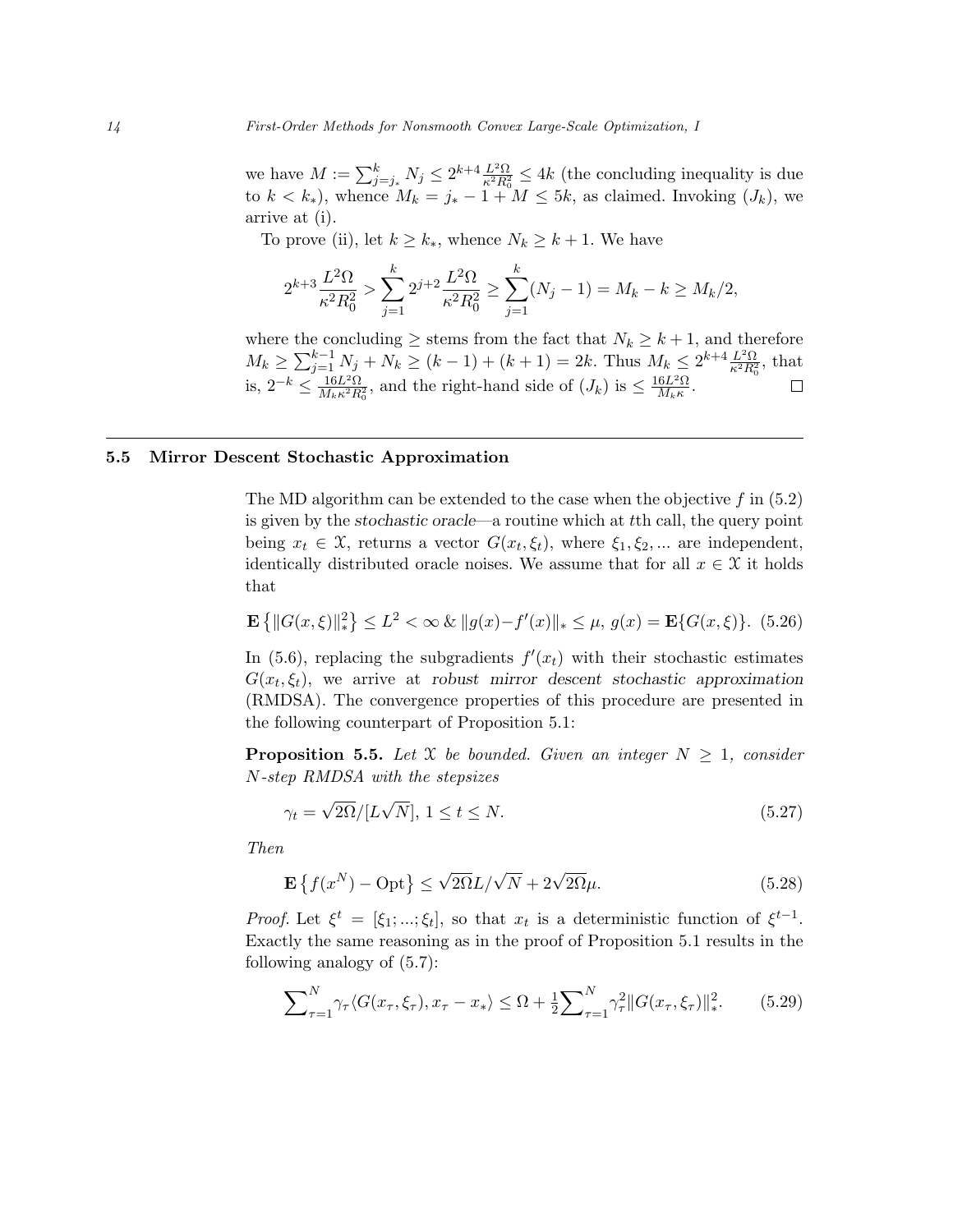we have $M := \sum_{j=j_*}^{k} N_j \leq 2^{k+4}\frac{L^2\Omega}{\kappa^2 R_0^2} \leq 4k$ (the concluding inequality is due to $k < k_*$), whence $M_k = j_* - 1 + M \leq 5k$, as claimed. Invoking $(J_k)$, we arrive at (i).

To prove (ii), let $k \geq k_*$, whence $N_k \geq k+1$. We have

$$2^{k+3}\frac{L^2\Omega}{\kappa^2 R_0^2} > \sum_{j=1}^{k} 2^{j+2}\frac{L^2\Omega}{\kappa^2 R_0^2} \geq \sum_{j=1}^{k}(N_j - 1) = M_k - k \geq M_k/2,$$

where the concluding $\geq$ stems from the fact that $N_k \geq k+1$, and therefore $M_k \geq \sum_{j=1}^{k-1} N_j + N_k \geq (k-1) + (k+1) = 2k$. Thus $M_k \leq 2^{k+4}\frac{L^2\Omega}{\kappa^2 R_0^2}$, that is, $2^{-k} \leq \frac{16L^2\Omega}{M_k\kappa^2 R_0^2}$, and the right-hand side of $(J_k)$ is $\leq \frac{16L^2\Omega}{M_k\kappa}$. $\square$

### 5.5 Mirror Descent Stochastic Approximation

The MD algorithm can be extended to the case when the objective $f$ in (5.2) is given by the *stochastic oracle*—a routine which at $t$th call, the query point being $x_t \in \mathcal{X}$, returns a vector $G(x_t, \xi_t)$, where $\xi_1, \xi_2, ...$ are independent, identically distributed oracle noises. We assume that for all $x \in \mathcal{X}$ it holds that

$$\mathbf{E}\left\{\|G(x,\xi)\|_*^2\right\} \leq L^2 < \infty \;\&\; \|g(x) - f'(x)\|_* \leq \mu,\; g(x) = \mathbf{E}\{G(x,\xi)\}. \tag{5.26}$$

In (5.6), replacing the subgradients $f'(x_t)$ with their stochastic estimates $G(x_t, \xi_t)$, we arrive at *robust mirror descent stochastic approximation* (RMDSA). The convergence properties of this procedure are presented in the following counterpart of Proposition 5.1:

**Proposition 5.5.** *Let $\mathcal{X}$ be bounded. Given an integer $N \geq 1$, consider $N$-step RMDSA with the stepsizes*

$$\gamma_t = \sqrt{2\Omega}/[L\sqrt{N}],\; 1 \leq t \leq N. \tag{5.27}$$

*Then*

$$\mathbf{E}\left\{f(x^N) - \mathrm{Opt}\right\} \leq \sqrt{2\Omega}L/\sqrt{N} + 2\sqrt{2\Omega}\mu. \tag{5.28}$$

*Proof.* Let $\xi^t = [\xi_1; ...; \xi_t]$, so that $x_t$ is a deterministic function of $\xi^{t-1}$. Exactly the same reasoning as in the proof of Proposition 5.1 results in the following analogy of (5.7):

$$\sum\nolimits_{\tau=1}^{N} \gamma_\tau \langle G(x_\tau, \xi_\tau), x_\tau - x_* \rangle \leq \Omega + \tfrac{1}{2}\sum\nolimits_{\tau=1}^{N} \gamma_\tau^2 \|G(x_\tau, \xi_\tau)\|_*^2. \tag{5.29}$$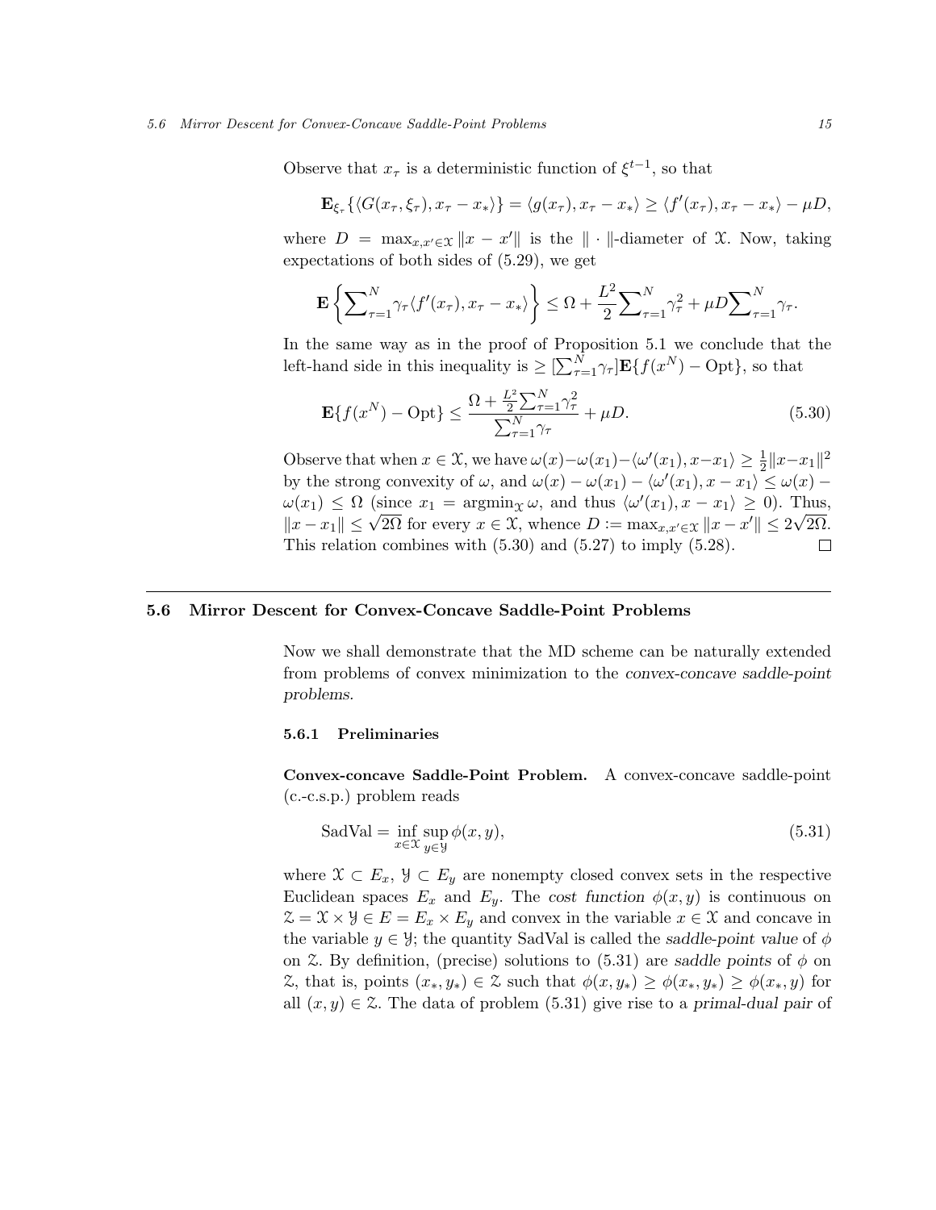Observe that $x_\tau$ is a deterministic function of $\xi^{t-1}$, so that

$$\mathbf{E}_{\xi_\tau}\{\langle G(x_\tau,\xi_\tau), x_\tau - x_*\rangle\} = \langle g(x_\tau), x_\tau - x_*\rangle \geq \langle f'(x_\tau), x_\tau - x_*\rangle - \mu D,$$

where $D = \max_{x,x'\in\mathcal{X}} \|x - x'\|$ is the $\|\cdot\|$-diameter of $\mathcal{X}$. Now, taking expectations of both sides of (5.29), we get

$$\mathbf{E}\left\{\sum\nolimits_{\tau=1}^N \gamma_\tau \langle f'(x_\tau), x_\tau - x_*\rangle\right\} \leq \Omega + \frac{L^2}{2}\sum\nolimits_{\tau=1}^N \gamma_\tau^2 + \mu D \sum\nolimits_{\tau=1}^N \gamma_\tau.$$

In the same way as in the proof of Proposition 5.1 we conclude that the left-hand side in this inequality is $\geq [\sum_{\tau=1}^N \gamma_\tau]\mathbf{E}\{f(x^N) - \mathrm{Opt}\}$, so that

$$\mathbf{E}\{f(x^N) - \mathrm{Opt}\} \leq \frac{\Omega + \frac{L^2}{2}\sum_{\tau=1}^N \gamma_\tau^2}{\sum_{\tau=1}^N \gamma_\tau} + \mu D. \tag{5.30}$$

Observe that when $x \in \mathcal{X}$, we have $\omega(x) - \omega(x_1) - \langle \omega'(x_1), x - x_1\rangle \geq \frac{1}{2}\|x - x_1\|^2$ by the strong convexity of $\omega$, and $\omega(x) - \omega(x_1) - \langle \omega'(x_1), x - x_1\rangle \leq \omega(x) - \omega(x_1) \leq \Omega$ (since $x_1 = \mathrm{argmin}_{\mathcal{X}}\, \omega$, and thus $\langle \omega'(x_1), x - x_1\rangle \geq 0$). Thus, $\|x - x_1\| \leq \sqrt{2\Omega}$ for every $x \in \mathcal{X}$, whence $D := \max_{x,x'\in\mathcal{X}} \|x - x'\| \leq 2\sqrt{2\Omega}$. This relation combines with (5.30) and (5.27) to imply (5.28). $\square$

## 5.6 Mirror Descent for Convex-Concave Saddle-Point Problems

Now we shall demonstrate that the MD scheme can be naturally extended from problems of convex minimization to the *convex-concave saddle-point problems.*

### 5.6.1 Preliminaries

**Convex-concave Saddle-Point Problem.** A convex-concave saddle-point (c.-c.s.p.) problem reads

$$\mathrm{SadVal} = \inf_{x\in\mathcal{X}} \sup_{y\in\mathcal{Y}} \phi(x,y), \tag{5.31}$$

where $\mathcal{X} \subset E_x$, $\mathcal{Y} \subset E_y$ are nonempty closed convex sets in the respective Euclidean spaces $E_x$ and $E_y$. The *cost function* $\phi(x,y)$ is continuous on $\mathcal{Z} = \mathcal{X} \times \mathcal{Y} \in E = E_x \times E_y$ and convex in the variable $x \in \mathcal{X}$ and concave in the variable $y \in \mathcal{Y}$; the quantity SadVal is called the *saddle-point value* of $\phi$ on $\mathcal{Z}$. By definition, (precise) solutions to (5.31) are *saddle points* of $\phi$ on $\mathcal{Z}$, that is, points $(x_*, y_*) \in \mathcal{Z}$ such that $\phi(x, y_*) \geq \phi(x_*, y_*) \geq \phi(x_*, y)$ for all $(x,y) \in \mathcal{Z}$. The data of problem (5.31) give rise to a *primal-dual pair* of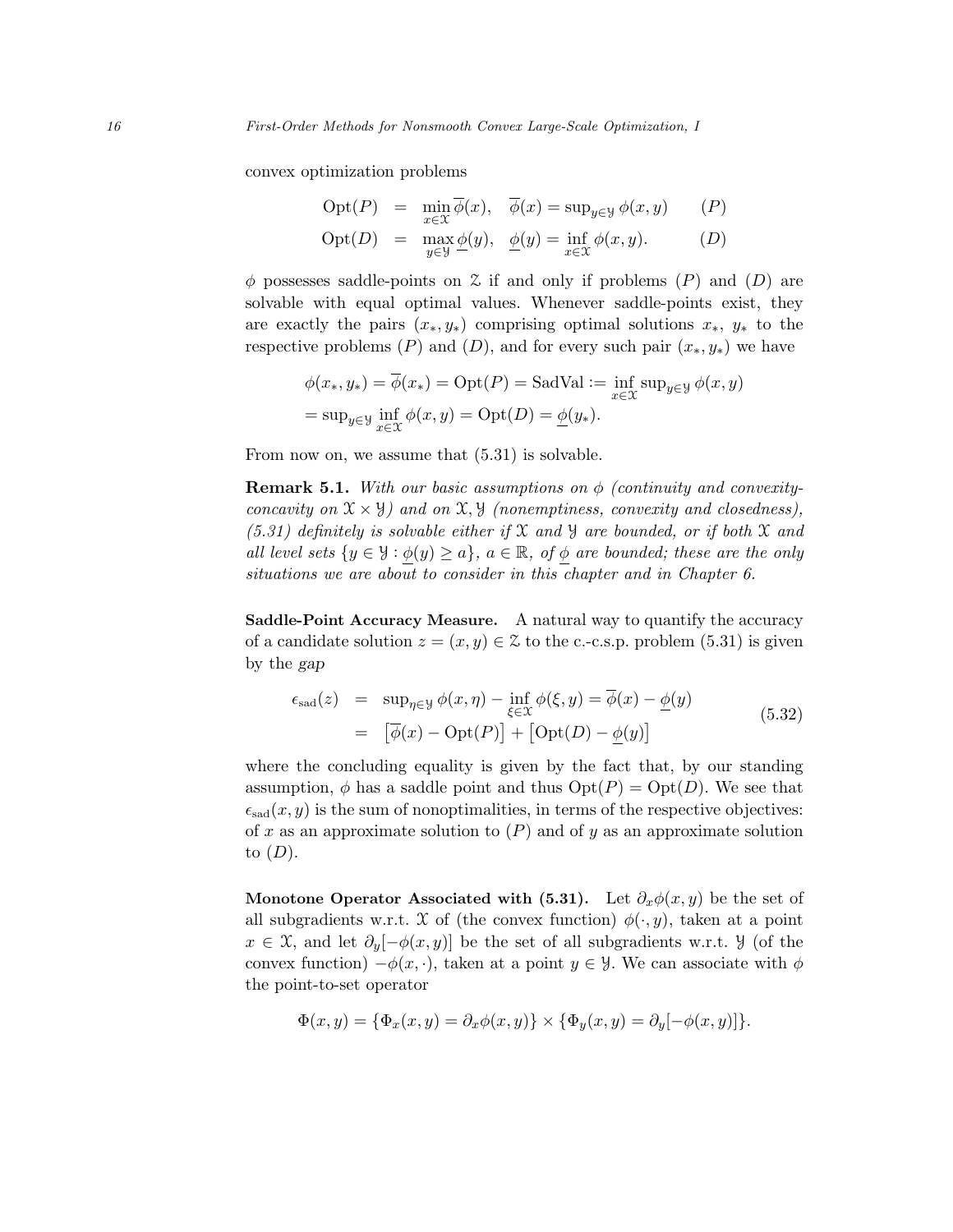convex optimization problems

$$
\begin{array}{rclr}
\mathrm{Opt}(P) & = & \min_{x\in\mathcal{X}} \overline{\phi}(x), \quad \overline{\phi}(x) = \sup_{y\in\mathcal{Y}} \phi(x,y) & (P)\\
\mathrm{Opt}(D) & = & \max_{y\in\mathcal{Y}} \underline{\phi}(y), \quad \underline{\phi}(y) = \inf_{x\in\mathcal{X}} \phi(x,y). & (D)
\end{array}
$$

$\phi$ possesses saddle-points on $\mathcal{Z}$ if and only if problems $(P)$ and $(D)$ are solvable with equal optimal values. Whenever saddle-points exist, they are exactly the pairs $(x_*, y_*)$ comprising optimal solutions $x_*$, $y_*$ to the respective problems $(P)$ and $(D)$, and for every such pair $(x_*, y_*)$ we have

$$
\begin{array}{l}
\phi(x_*, y_*) = \overline{\phi}(x_*) = \mathrm{Opt}(P) = \mathrm{SadVal} := \inf_{x\in\mathcal{X}} \sup_{y\in\mathcal{Y}} \phi(x,y)\\
= \sup_{y\in\mathcal{Y}} \inf_{x\in\mathcal{X}} \phi(x,y) = \mathrm{Opt}(D) = \underline{\phi}(y_*).
\end{array}
$$

From now on, we assume that (5.31) is solvable.

**Remark 5.1.** *With our basic assumptions on $\phi$ (continuity and convexity-concavity on $\mathcal{X}\times\mathcal{Y}$) and on $\mathcal{X}, \mathcal{Y}$ (nonemptiness, convexity and closedness), (5.31) definitely is solvable either if $\mathcal{X}$ and $\mathcal{Y}$ are bounded, or if both $\mathcal{X}$ and all level sets $\{y \in \mathcal{Y} : \underline{\phi}(y) \geq a\}$, $a \in \mathbb{R}$, of $\underline{\phi}$ are bounded; these are the only situations we are about to consider in this chapter and in Chapter 6.*

**Saddle-Point Accuracy Measure.** A natural way to quantify the accuracy of a candidate solution $z = (x, y) \in \mathcal{Z}$ to the c.-c.s.p. problem (5.31) is given by the *gap*

$$
\begin{array}{rcl}
\epsilon_{\mathrm{sad}}(z) & = & \sup_{\eta\in\mathcal{Y}} \phi(x,\eta) - \inf_{\xi\in\mathcal{X}} \phi(\xi, y) = \overline{\phi}(x) - \underline{\phi}(y)\\
& = & \left[\overline{\phi}(x) - \mathrm{Opt}(P)\right] + \left[\mathrm{Opt}(D) - \underline{\phi}(y)\right]
\end{array}
\tag{5.32}
$$

where the concluding equality is given by the fact that, by our standing assumption, $\phi$ has a saddle point and thus $\mathrm{Opt}(P) = \mathrm{Opt}(D)$. We see that $\epsilon_{\mathrm{sad}}(x, y)$ is the sum of nonoptimalities, in terms of the respective objectives: of $x$ as an approximate solution to $(P)$ and of $y$ as an approximate solution to $(D)$.

**Monotone Operator Associated with (5.31).** Let $\partial_x\phi(x, y)$ be the set of all subgradients w.r.t. $\mathcal{X}$ of (the convex function) $\phi(\cdot, y)$, taken at a point $x \in \mathcal{X}$, and let $\partial_y[-\phi(x, y)]$ be the set of all subgradients w.r.t. $\mathcal{Y}$ (of the convex function) $-\phi(x, \cdot)$, taken at a point $y \in \mathcal{Y}$. We can associate with $\phi$ the point-to-set operator

$$
\Phi(x,y) = \{\Phi_x(x,y) = \partial_x\phi(x,y)\} \times \{\Phi_y(x,y) = \partial_y[-\phi(x,y)]\}.
$$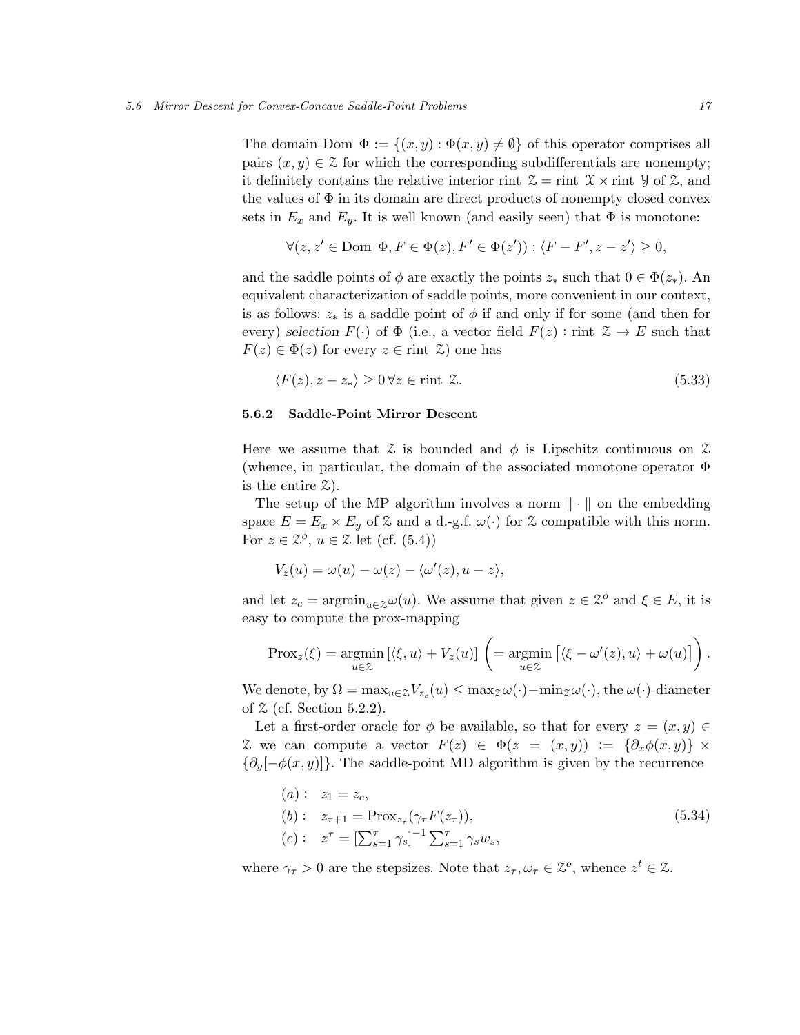The domain Dom $\Phi := \{(x,y) : \Phi(x,y) \neq \emptyset\}$ of this operator comprises all pairs $(x,y) \in \mathcal{Z}$ for which the corresponding subdifferentials are nonempty; it definitely contains the relative interior rint $\mathcal{Z} = $ rint $\mathcal{X} \times$ rint $\mathcal{Y}$ of $\mathcal{Z}$, and the values of $\Phi$ in its domain are direct products of nonempty closed convex sets in $E_x$ and $E_y$. It is well known (and easily seen) that $\Phi$ is monotone:

$$\forall (z, z' \in \text{Dom } \Phi, F \in \Phi(z), F' \in \Phi(z')) : \langle F - F', z - z' \rangle \geq 0,$$

and the saddle points of $\phi$ are exactly the points $z_*$ such that $0 \in \Phi(z_*)$. An equivalent characterization of saddle points, more convenient in our context, is as follows: $z_*$ is a saddle point of $\phi$ if and only if for some (and then for every) *selection* $F(\cdot)$ of $\Phi$ (i.e., a vector field $F(z)$ : rint $\mathcal{Z} \to E$ such that $F(z) \in \Phi(z)$ for every $z \in$ rint $\mathcal{Z}$) one has

$$\langle F(z), z - z_* \rangle \geq 0 \, \forall z \in \text{rint } \mathcal{Z}. \tag{5.33}$$

### 5.6.2 Saddle-Point Mirror Descent

Here we assume that $\mathcal{Z}$ is bounded and $\phi$ is Lipschitz continuous on $\mathcal{Z}$ (whence, in particular, the domain of the associated monotone operator $\Phi$ is the entire $\mathcal{Z}$).

The setup of the MP algorithm involves a norm $\|\cdot\|$ on the embedding space $E = E_x \times E_y$ of $\mathcal{Z}$ and a d.-g.f. $\omega(\cdot)$ for $\mathcal{Z}$ compatible with this norm. For $z \in \mathcal{Z}^o$, $u \in \mathcal{Z}$ let (cf. (5.4))

$$V_z(u) = \omega(u) - \omega(z) - \langle \omega'(z), u - z \rangle,$$

and let $z_c = \text{argmin}_{u \in \mathcal{Z}} \omega(u)$. We assume that given $z \in \mathcal{Z}^o$ and $\xi \in E$, it is easy to compute the prox-mapping

$$\text{Prox}_z(\xi) = \operatorname*{argmin}_{u \in \mathcal{Z}} \left[ \langle \xi, u \rangle + V_z(u) \right] \left( = \operatorname*{argmin}_{u \in \mathcal{Z}} \left[ \langle \xi - \omega'(z), u \rangle + \omega(u) \right] \right).$$

We denote, by $\Omega = \max_{u \in \mathcal{Z}} V_{z_c}(u) \leq \max_{\mathcal{Z}} \omega(\cdot) - \min_{\mathcal{Z}} \omega(\cdot)$, the $\omega(\cdot)$-diameter of $\mathcal{Z}$ (cf. Section 5.2.2).

Let a first-order oracle for $\phi$ be available, so that for every $z = (x,y) \in \mathcal{Z}$ we can compute a vector $F(z) \in \Phi(z = (x,y)) := \{\partial_x \phi(x,y)\} \times \{\partial_y[-\phi(x,y)]\}$. The saddle-point MD algorithm is given by the recurrence

$$\begin{aligned}
&(a): \quad z_1 = z_c, \\
&(b): \quad z_{\tau+1} = \text{Prox}_{z_\tau}(\gamma_\tau F(z_\tau)), \\
&(c): \quad z^\tau = \left[\textstyle\sum_{s=1}^{\tau} \gamma_s\right]^{-1} \textstyle\sum_{s=1}^{\tau} \gamma_s w_s,
\end{aligned} \tag{5.34}$$

where $\gamma_\tau > 0$ are the stepsizes. Note that $z_\tau, \omega_\tau \in \mathcal{Z}^o$, whence $z^t \in \mathcal{Z}$.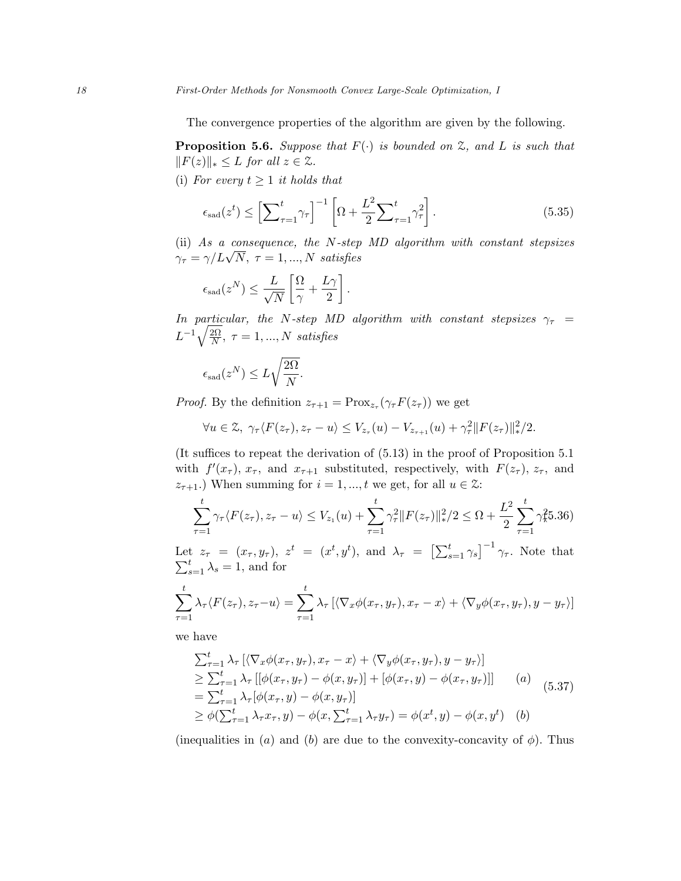The convergence properties of the algorithm are given by the following.

**Proposition 5.6.** *Suppose that $F(\cdot)$ is bounded on $\mathcal{Z}$, and $L$ is such that $\|F(z)\|_* \le L$ for all $z \in \mathcal{Z}$.*

(i) *For every $t \ge 1$ it holds that*

$$\epsilon_{\rm sad}(z^t) \le \left[\sum\nolimits_{\tau=1}^t \gamma_\tau\right]^{-1} \left[\Omega + \frac{L^2}{2}\sum\nolimits_{\tau=1}^t \gamma_\tau^2\right]. \tag{5.35}$$

(ii) *As a consequence, the $N$-step MD algorithm with constant stepsizes $\gamma_\tau = \gamma/L\sqrt{N}$, $\tau = 1, ..., N$ satisfies*

$$\epsilon_{\rm sad}(z^N) \le \frac{L}{\sqrt{N}}\left[\frac{\Omega}{\gamma} + \frac{L\gamma}{2}\right].$$

*In particular, the $N$-step MD algorithm with constant stepsizes $\gamma_\tau = L^{-1}\sqrt{\frac{2\Omega}{N}}$, $\tau = 1, ..., N$ satisfies*

$$\epsilon_{\rm sad}(z^N) \le L\sqrt{\frac{2\Omega}{N}}.$$

*Proof.* By the definition $z_{\tau+1} = \mathrm{Prox}_{z_\tau}(\gamma_\tau F(z_\tau))$ we get

$$\forall u \in \mathcal{Z},\ \gamma_\tau\langle F(z_\tau), z_\tau - u\rangle \le V_{z_\tau}(u) - V_{z_{\tau+1}}(u) + \gamma_\tau^2\|F(z_\tau)\|_*^2/2.$$

(It suffices to repeat the derivation of (5.13) in the proof of Proposition 5.1 with $f'(x_\tau)$, $x_\tau$, and $x_{\tau+1}$ substituted, respectively, with $F(z_\tau)$, $z_\tau$, and $z_{\tau+1}$.) When summing for $i = 1, ..., t$ we get, for all $u \in \mathcal{Z}$:

$$\sum_{\tau=1}^t \gamma_\tau\langle F(z_\tau), z_\tau - u\rangle \le V_{z_1}(u) + \sum_{\tau=1}^t \gamma_\tau^2\|F(z_\tau)\|_*^2/2 \le \Omega + \frac{L^2}{2}\sum_{\tau=1}^t \gamma_\tau^2 \tag{5.36}$$

Let $z_\tau = (x_\tau, y_\tau)$, $z^t = (x^t, y^t)$, and $\lambda_\tau = \left[\sum_{s=1}^t \gamma_s\right]^{-1}\gamma_\tau$. Note that $\sum_{s=1}^t \lambda_s = 1$, and for

$$\sum_{\tau=1}^t \lambda_\tau\langle F(z_\tau), z_\tau - u\rangle = \sum_{\tau=1}^t \lambda_\tau\left[\langle\nabla_x\phi(x_\tau, y_\tau), x_\tau - x\rangle + \langle\nabla_y\phi(x_\tau, y_\tau), y - y_\tau\rangle\right]$$

we have

$$\begin{array}{ll}
\sum_{\tau=1}^t \lambda_\tau\left[\langle\nabla_x\phi(x_\tau, y_\tau), x_\tau - x\rangle + \langle\nabla_y\phi(x_\tau, y_\tau), y - y_\tau\rangle\right] & \\
\ge \sum_{\tau=1}^t \lambda_\tau\left[[\phi(x_\tau, y_\tau) - \phi(x, y_\tau)] + [\phi(x_\tau, y) - \phi(x_\tau, y_\tau)]\right] & (a) \\
= \sum_{\tau=1}^t \lambda_\tau[\phi(x_\tau, y) - \phi(x, y_\tau)] & \\
\ge \phi(\sum_{\tau=1}^t \lambda_\tau x_\tau, y) - \phi(x, \sum_{\tau=1}^t \lambda_\tau y_\tau) = \phi(x^t, y) - \phi(x, y^t) & (b)
\end{array} \tag{5.37}$$

(inequalities in $(a)$ and $(b)$ are due to the convexity-concavity of $\phi$). Thus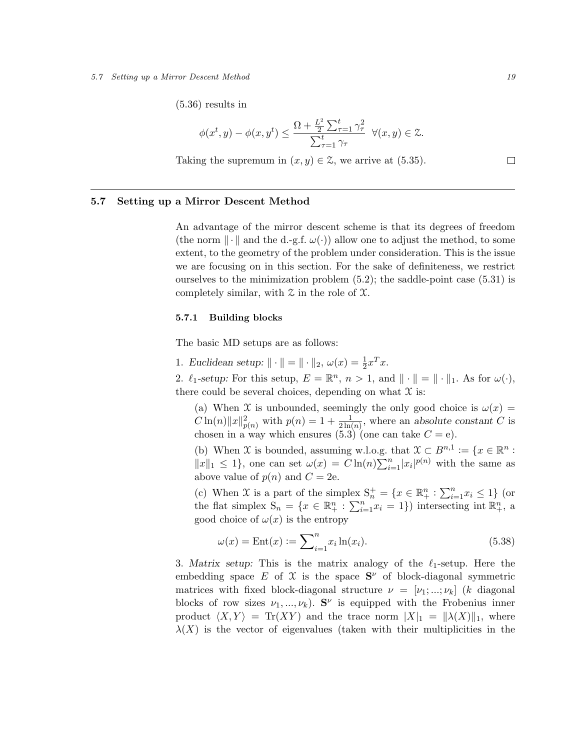(5.36) results in

$$\phi(x^t, y) - \phi(x, y^t) \leq \frac{\Omega + \frac{L^2}{2}\sum_{\tau=1}^t \gamma_\tau^2}{\sum_{\tau=1}^t \gamma_\tau} \quad \forall (x, y) \in \mathcal{Z}.$$

Taking the supremum in $(x, y) \in \mathcal{Z}$, we arrive at (5.35). □

## 5.7 Setting up a Mirror Descent Method

An advantage of the mirror descent scheme is that its degrees of freedom (the norm $\|\cdot\|$ and the d.-g.f. $\omega(\cdot)$) allow one to adjust the method, to some extent, to the geometry of the problem under consideration. This is the issue we are focusing on in this section. For the sake of definiteness, we restrict ourselves to the minimization problem (5.2); the saddle-point case (5.31) is completely similar, with $\mathcal{Z}$ in the role of $\mathcal{X}$.

### 5.7.1 Building blocks

The basic MD setups are as follows:

1. *Euclidean setup:* $\|\cdot\| = \|\cdot\|_2$, $\omega(x) = \frac{1}{2}x^T x$.

2. *$\ell_1$-setup:* For this setup, $E = \mathbb{R}^n$, $n > 1$, and $\|\cdot\| = \|\cdot\|_1$. As for $\omega(\cdot)$, there could be several choices, depending on what $\mathcal{X}$ is:

   (a) When $\mathcal{X}$ is unbounded, seemingly the only good choice is $\omega(x) = C\ln(n)\|x\|_{p(n)}^2$ with $p(n) = 1 + \frac{1}{2\ln(n)}$, where an *absolute constant* $C$ is chosen in a way which ensures (5.3) (one can take $C = \mathrm{e}$).

   (b) When $\mathcal{X}$ is bounded, assuming w.l.o.g. that $\mathcal{X} \subset B^{n,1} := \{x \in \mathbb{R}^n : \|x\|_1 \leq 1\}$, one can set $\omega(x) = C\ln(n)\sum_{i=1}^n |x_i|^{p(n)}$ with the same as above value of $p(n)$ and $C = 2\mathrm{e}$.

   (c) When $\mathcal{X}$ is a part of the simplex $\mathrm{S}_n^+ = \{x \in \mathbb{R}_+^n : \sum_{i=1}^n x_i \leq 1\}$ (or the flat simplex $\mathrm{S}_n = \{x \in \mathbb{R}_+^n : \sum_{i=1}^n x_i = 1\}$) intersecting $\mathrm{int}\,\mathbb{R}_+^n$, a good choice of $\omega(x)$ is the entropy

$$\omega(x) = \mathrm{Ent}(x) := \sum_{i=1}^n x_i \ln(x_i). \tag{5.38}$$

3. *Matrix setup:* This is the matrix analogy of the $\ell_1$-setup. Here the embedding space $E$ of $\mathcal{X}$ is the space $\mathbf{S}^\nu$ of block-diagonal symmetric matrices with fixed block-diagonal structure $\nu = [\nu_1; ...; \nu_k]$ ($k$ diagonal blocks of row sizes $\nu_1, ..., \nu_k$). $\mathbf{S}^\nu$ is equipped with the Frobenius inner product $\langle X, Y\rangle = \mathrm{Tr}(XY)$ and the trace norm $|X|_1 = \|\lambda(X)\|_1$, where $\lambda(X)$ is the vector of eigenvalues (taken with their multiplicities in the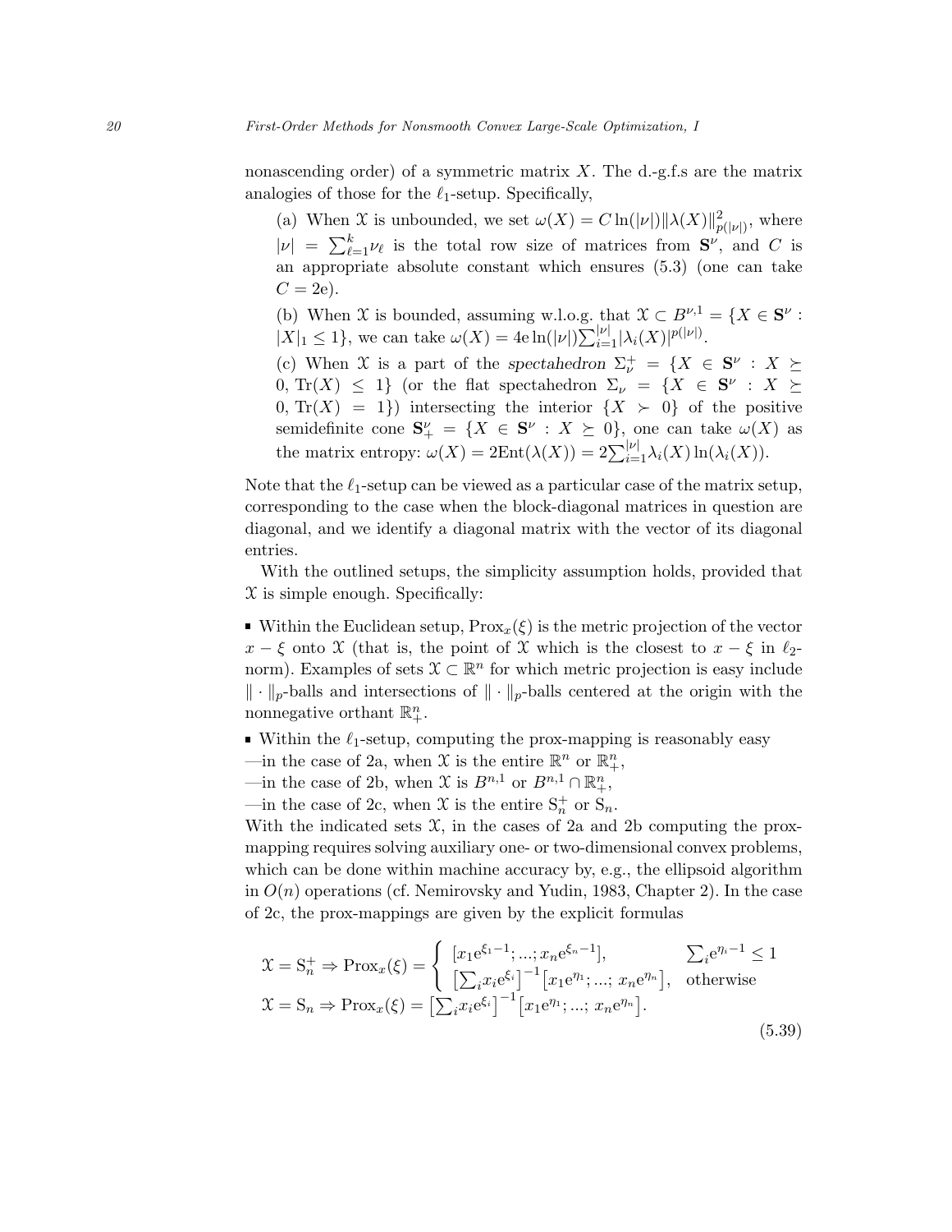nonascending order) of a symmetric matrix $X$. The d.-g.f.s are the matrix analogies of those for the $\ell_1$-setup. Specifically,

(a) When $\mathcal{X}$ is unbounded, we set $\omega(X) = C\ln(|\nu|)\|\lambda(X)\|^2_{p(|\nu|)}$, where $|\nu| = \sum_{\ell=1}^k \nu_\ell$ is the total row size of matrices from $\mathbf{S}^\nu$, and $C$ is an appropriate absolute constant which ensures (5.3) (one can take $C = 2\mathrm{e}$).

(b) When $\mathcal{X}$ is bounded, assuming w.l.o.g. that $\mathcal{X} \subset B^{\nu,1} = \{X \in \mathbf{S}^\nu : |X|_1 \leq 1\}$, we can take $\omega(X) = 4\mathrm{e}\ln(|\nu|)\sum_{i=1}^{|\nu|}|\lambda_i(X)|^{p(|\nu|)}$.

(c) When $\mathcal{X}$ is a part of the *spectahedron* $\Sigma_\nu^+ = \{X \in \mathbf{S}^\nu : X \succeq 0, \mathrm{Tr}(X) \leq 1\}$ (or the flat spectahedron $\Sigma_\nu = \{X \in \mathbf{S}^\nu : X \succeq 0, \mathrm{Tr}(X) = 1\}$) intersecting the interior $\{X \succ 0\}$ of the positive semidefinite cone $\mathbf{S}^\nu_+ = \{X \in \mathbf{S}^\nu : X \succeq 0\}$, one can take $\omega(X)$ as the matrix entropy: $\omega(X) = 2\mathrm{Ent}(\lambda(X)) = 2\sum_{i=1}^{|\nu|}\lambda_i(X)\ln(\lambda_i(X))$.

Note that the $\ell_1$-setup can be viewed as a particular case of the matrix setup, corresponding to the case when the block-diagonal matrices in question are diagonal, and we identify a diagonal matrix with the vector of its diagonal entries.

With the outlined setups, the simplicity assumption holds, provided that $\mathcal{X}$ is simple enough. Specifically:

- Within the Euclidean setup, $\mathrm{Prox}_x(\xi)$ is the metric projection of the vector $x - \xi$ onto $\mathcal{X}$ (that is, the point of $\mathcal{X}$ which is the closest to $x - \xi$ in $\ell_2$-norm). Examples of sets $\mathcal{X} \subset \mathbb{R}^n$ for which metric projection is easy include $\|\cdot\|_p$-balls and intersections of $\|\cdot\|_p$-balls centered at the origin with the nonnegative orthant $\mathbb{R}^n_+$.
- Within the $\ell_1$-setup, computing the prox-mapping is reasonably easy
—in the case of 2a, when $\mathcal{X}$ is the entire $\mathbb{R}^n$ or $\mathbb{R}^n_+$,
—in the case of 2b, when $\mathcal{X}$ is $B^{n,1}$ or $B^{n,1} \cap \mathbb{R}^n_+$,
—in the case of 2c, when $\mathcal{X}$ is the entire $\mathrm{S}^+_n$ or $\mathrm{S}_n$.

With the indicated sets $\mathcal{X}$, in the cases of 2a and 2b computing the prox-mapping requires solving auxiliary one- or two-dimensional convex problems, which can be done within machine accuracy by, e.g., the ellipsoid algorithm in $O(n)$ operations (cf. Nemirovsky and Yudin, 1983, Chapter 2). In the case of 2c, the prox-mappings are given by the explicit formulas

$$
\begin{array}{l}
\mathcal{X} = \mathrm{S}^+_n \Rightarrow \mathrm{Prox}_x(\xi) = \left\{ \begin{array}{ll} [x_1\mathrm{e}^{\xi_1 - 1}; ...; x_n\mathrm{e}^{\xi_n - 1}], & \sum_i \mathrm{e}^{\eta_i - 1} \leq 1 \\ \left[\sum_i x_i\mathrm{e}^{\xi_i}\right]^{-1}\left[x_1\mathrm{e}^{\eta_1}; ...; x_n\mathrm{e}^{\eta_n}\right], & \text{otherwise} \end{array} \right. \\
\mathcal{X} = \mathrm{S}_n \Rightarrow \mathrm{Prox}_x(\xi) = \left[\sum_i x_i\mathrm{e}^{\xi_i}\right]^{-1}\left[x_1\mathrm{e}^{\eta_1}; ...; x_n\mathrm{e}^{\eta_n}\right].
\end{array}
\tag{5.39}
$$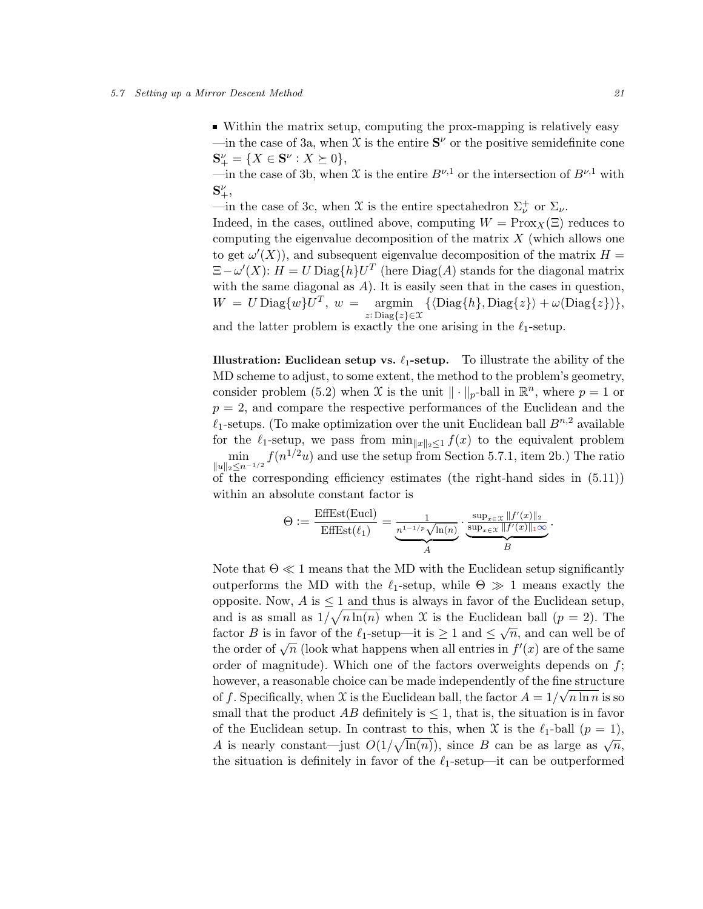■ Within the matrix setup, computing the prox-mapping is relatively easy
—in the case of 3a, when $\mathcal{X}$ is the entire $\mathbf{S}^\nu$ or the positive semidefinite cone $\mathbf{S}^\nu_+ = \{X \in \mathbf{S}^\nu : X \succeq 0\}$,
—in the case of 3b, when $\mathcal{X}$ is the entire $B^{\nu,1}$ or the intersection of $B^{\nu,1}$ with $\mathbf{S}^\nu_+$,
—in the case of 3c, when $\mathcal{X}$ is the entire spectahedron $\Sigma^+_\nu$ or $\Sigma_\nu$.
Indeed, in the cases, outlined above, computing $W = \mathrm{Prox}_X(\Xi)$ reduces to computing the eigenvalue decomposition of the matrix $X$ (which allows one to get $\omega'(X)$), and subsequent eigenvalue decomposition of the matrix $H = \Xi - \omega'(X)$: $H = U\,\mathrm{Diag}\{h\}U^T$ (here $\mathrm{Diag}(A)$ stands for the diagonal matrix with the same diagonal as $A$). It is easily seen that in the cases in question, $W = U\,\mathrm{Diag}\{w\}U^T$, $w = \underset{z:\,\mathrm{Diag}\{z\}\in\mathcal{X}}{\operatorname{argmin}} \{\langle \mathrm{Diag}\{h\}, \mathrm{Diag}\{z\}\rangle + \omega(\mathrm{Diag}\{z\})\}$, and the latter problem is exactly the one arising in the $\ell_1$-setup.

**Illustration: Euclidean setup vs. $\ell_1$-setup.** To illustrate the ability of the MD scheme to adjust, to some extent, the method to the problem's geometry, consider problem (5.2) when $\mathcal{X}$ is the unit $\|\cdot\|_p$-ball in $\mathbb{R}^n$, where $p = 1$ or $p = 2$, and compare the respective performances of the Euclidean and the $\ell_1$-setups. (To make optimization over the unit Euclidean ball $B^{n,2}$ available for the $\ell_1$-setup, we pass from $\min_{\|x\|_2\leq 1} f(x)$ to the equivalent problem $\min\limits_{\|u\|_2\leq n^{-1/2}} f(n^{1/2}u)$ and use the setup from Section 5.7.1, item 2b.) The ratio of the corresponding efficiency estimates (the right-hand sides in (5.11)) within an absolute constant factor is

$$\Theta := \frac{\mathrm{EffEst(Eucl)}}{\mathrm{EffEst}(\ell_1)} = \underbrace{\frac{1}{n^{1-1/p}\sqrt{\ln(n)}}}_{A} \cdot \underbrace{\frac{\sup_{x\in\mathcal{X}} \|f'(x)\|_2}{\sup_{x\in\mathcal{X}} \|f'(x)\|_{\infty}}}_{B}.$$

Note that $\Theta \ll 1$ means that the MD with the Euclidean setup significantly outperforms the MD with the $\ell_1$-setup, while $\Theta \gg 1$ means exactly the opposite. Now, $A$ is $\leq 1$ and thus is always in favor of the Euclidean setup, and is as small as $1/\sqrt{n\ln(n)}$ when $\mathcal{X}$ is the Euclidean ball ($p = 2$). The factor $B$ is in favor of the $\ell_1$-setup—it is $\geq 1$ and $\leq \sqrt{n}$, and can well be of the order of $\sqrt{n}$ (look what happens when all entries in $f'(x)$ are of the same order of magnitude). Which one of the factors overweights depends on $f$; however, a reasonable choice can be made independently of the fine structure of $f$. Specifically, when $\mathcal{X}$ is the Euclidean ball, the factor $A = 1/\sqrt{n\ln n}$ is so small that the product $AB$ definitely is $\leq 1$, that is, the situation is in favor of the Euclidean setup. In contrast to this, when $\mathcal{X}$ is the $\ell_1$-ball ($p = 1$), $A$ is nearly constant—just $O(1/\sqrt{\ln(n)})$, since $B$ can be as large as $\sqrt{n}$, the situation is definitely in favor of the $\ell_1$-setup—it can be outperformed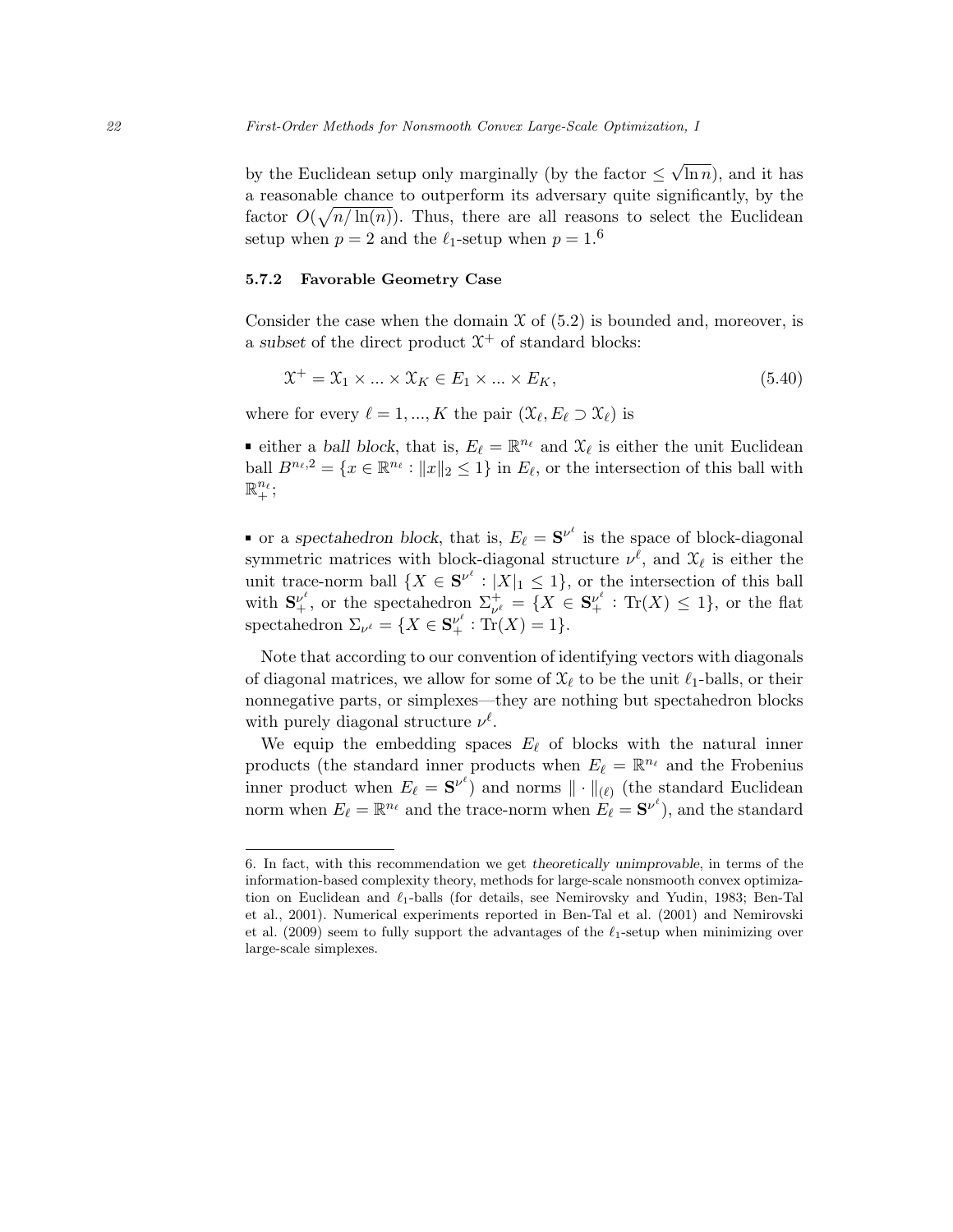by the Euclidean setup only marginally (by the factor $\leq \sqrt{\ln n}$), and it has a reasonable chance to outperform its adversary quite significantly, by the factor $O(\sqrt{n/\ln(n)})$. Thus, there are all reasons to select the Euclidean setup when $p = 2$ and the $\ell_1$-setup when $p = 1$.[6]

### 5.7.2 Favorable Geometry Case

Consider the case when the domain $\mathcal{X}$ of (5.2) is bounded and, moreover, is a *subset* of the direct product $\mathcal{X}^+$ of standard blocks:

$$\mathcal{X}^+ = \mathcal{X}_1 \times ... \times \mathcal{X}_K \in E_1 \times ... \times E_K, \tag{5.40}$$

where for every $\ell = 1, ..., K$ the pair $(\mathcal{X}_\ell, E_\ell \supset \mathcal{X}_\ell)$ is

- either a *ball block*, that is, $E_\ell = \mathbb{R}^{n_\ell}$ and $\mathcal{X}_\ell$ is either the unit Euclidean ball $B^{n_\ell,2} = \{x \in \mathbb{R}^{n_\ell} : \|x\|_2 \leq 1\}$ in $E_\ell$, or the intersection of this ball with $\mathbb{R}^{n_\ell}_+$;

- or a *spectahedron block*, that is, $E_\ell = \mathbf{S}^{\nu^\ell}$ is the space of block-diagonal symmetric matrices with block-diagonal structure $\nu^\ell$, and $\mathcal{X}_\ell$ is either the unit trace-norm ball $\{X \in \mathbf{S}^{\nu^\ell} : |X|_1 \leq 1\}$, or the intersection of this ball with $\mathbf{S}^{\nu^\ell}_+$, or the spectahedron $\Sigma^+_{\nu^\ell} = \{X \in \mathbf{S}^{\nu^\ell}_+ : \mathrm{Tr}(X) \leq 1\}$, or the flat spectahedron $\Sigma_{\nu^\ell} = \{X \in \mathbf{S}^{\nu^\ell}_+ : \mathrm{Tr}(X) = 1\}$.

Note that according to our convention of identifying vectors with diagonals of diagonal matrices, we allow for some of $\mathcal{X}_\ell$ to be the unit $\ell_1$-balls, or their nonnegative parts, or simplexes—they are nothing but spectahedron blocks with purely diagonal structure $\nu^\ell$.

We equip the embedding spaces $E_\ell$ of blocks with the natural inner products (the standard inner products when $E_\ell = \mathbb{R}^{n_\ell}$ and the Frobenius inner product when $E_\ell = \mathbf{S}^{\nu^\ell}$) and norms $\|\cdot\|_{(\ell)}$ (the standard Euclidean norm when $E_\ell = \mathbb{R}^{n_\ell}$ and the trace-norm when $E_\ell = \mathbf{S}^{\nu^\ell}$), and the standard

---

6. In fact, with this recommendation we get *theoretically unimprovable*, in terms of the information-based complexity theory, methods for large-scale nonsmooth convex optimization on Euclidean and $\ell_1$-balls (for details, see Nemirovsky and Yudin, 1983; Ben-Tal et al., 2001). Numerical experiments reported in Ben-Tal et al. (2001) and Nemirovski et al. (2009) seem to fully support the advantages of the $\ell_1$-setup when minimizing over large-scale simplexes.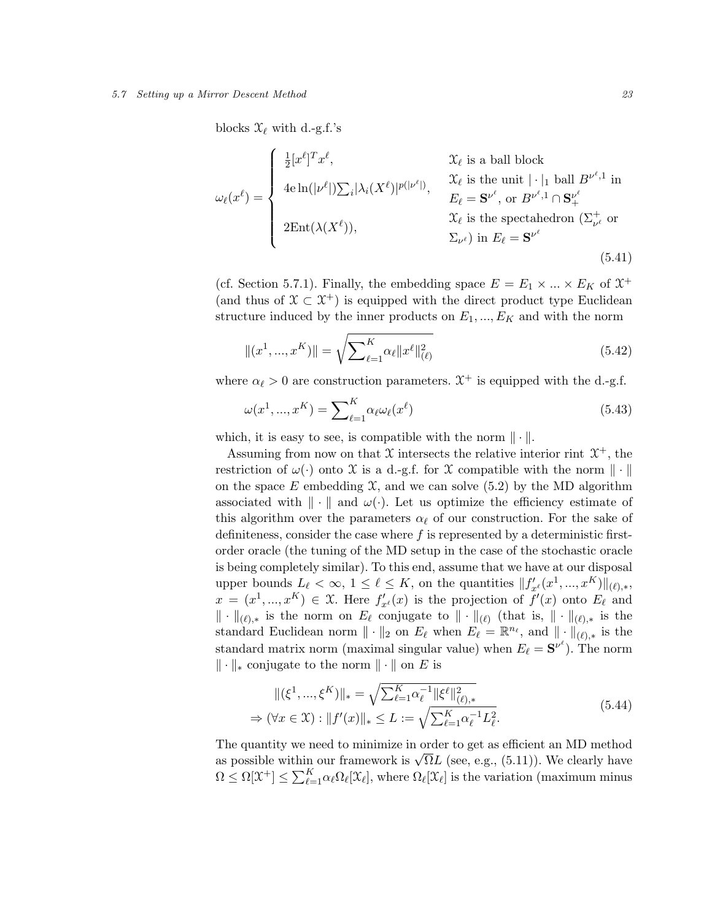blocks $\mathcal{X}_\ell$ with d.-g.f.'s

$$\omega_\ell(x^\ell) = \begin{cases} \frac{1}{2}[x^\ell]^T x^\ell, & \mathcal{X}_\ell \text{ is a ball block} \\ 4\mathrm{e}\ln(|\nu^\ell|)\sum_i |\lambda_i(X^\ell)|^{p(|\nu^\ell|)}, & \mathcal{X}_\ell \text{ is the unit } |\cdot|_1 \text{ ball } B^{\nu^\ell,1} \text{ in } E_\ell = \mathbf{S}^{\nu^\ell}, \text{ or } B^{\nu^\ell,1}\cap \mathbf{S}^{\nu^\ell}_+ \\ 2\mathrm{Ent}(\lambda(X^\ell)), & \mathcal{X}_\ell \text{ is the spectahedron } (\Sigma^+_{\nu^\ell} \text{ or } \Sigma_{\nu^\ell}) \text{ in } E_\ell = \mathbf{S}^{\nu^\ell} \end{cases} \tag{5.41}$$

(cf. Section 5.7.1). Finally, the embedding space $E = E_1 \times ... \times E_K$ of $\mathcal{X}^+$ (and thus of $\mathcal{X} \subset \mathcal{X}^+$) is equipped with the direct product type Euclidean structure induced by the inner products on $E_1, ..., E_K$ and with the norm

$$\|(x^1, ..., x^K)\| = \sqrt{\sum\nolimits_{\ell=1}^K \alpha_\ell \|x^\ell\|^2_{(\ell)}} \tag{5.42}$$

where $\alpha_\ell > 0$ are construction parameters. $\mathcal{X}^+$ is equipped with the d.-g.f.

$$\omega(x^1, ..., x^K) = \sum\nolimits_{\ell=1}^K \alpha_\ell \omega_\ell(x^\ell) \tag{5.43}$$

which, it is easy to see, is compatible with the norm $\|\cdot\|$.

Assuming from now on that $\mathcal{X}$ intersects the relative interior rint $\mathcal{X}^+$, the restriction of $\omega(\cdot)$ onto $\mathcal{X}$ is a d.-g.f. for $\mathcal{X}$ compatible with the norm $\|\cdot\|$ on the space $E$ embedding $\mathcal{X}$, and we can solve (5.2) by the MD algorithm associated with $\|\cdot\|$ and $\omega(\cdot)$. Let us optimize the efficiency estimate of this algorithm over the parameters $\alpha_\ell$ of our construction. For the sake of definiteness, consider the case where $f$ is represented by a deterministic first-order oracle (the tuning of the MD setup in the case of the stochastic oracle is being completely similar). To this end, assume that we have at our disposal upper bounds $L_\ell < \infty$, $1 \le \ell \le K$, on the quantities $\|f'_{x^\ell}(x^1, ..., x^K)\|_{(\ell),*}$, $x = (x^1, ..., x^K) \in \mathcal{X}$. Here $f'_{x^\ell}(x)$ is the projection of $f'(x)$ onto $E_\ell$ and $\|\cdot\|_{(\ell),*}$ is the norm on $E_\ell$ conjugate to $\|\cdot\|_{(\ell)}$ (that is, $\|\cdot\|_{(\ell),*}$ is the standard Euclidean norm $\|\cdot\|_2$ on $E_\ell$ when $E_\ell = \mathbb{R}^{n_\ell}$, and $\|\cdot\|_{(\ell),*}$ is the standard matrix norm (maximal singular value) when $E_\ell = \mathbf{S}^{\nu^\ell}$). The norm $\|\cdot\|_*$ conjugate to the norm $\|\cdot\|$ on $E$ is

$$\begin{array}{c} \|(\xi^1, ..., \xi^K)\|_* = \sqrt{\sum_{\ell=1}^K \alpha_\ell^{-1} \|\xi^\ell\|^2_{(\ell),*}} \\ \Rightarrow (\forall x \in \mathcal{X}) : \|f'(x)\|_* \le L := \sqrt{\sum_{\ell=1}^K \alpha_\ell^{-1} L_\ell^2}. \end{array} \tag{5.44}$$

The quantity we need to minimize in order to get as efficient an MD method as possible within our framework is $\sqrt{\Omega}L$ (see, e.g., (5.11)). We clearly have $\Omega \le \Omega[\mathcal{X}^+] \le \sum_{\ell=1}^K \alpha_\ell \Omega_\ell[\mathcal{X}_\ell]$, where $\Omega_\ell[\mathcal{X}_\ell]$ is the variation (maximum minus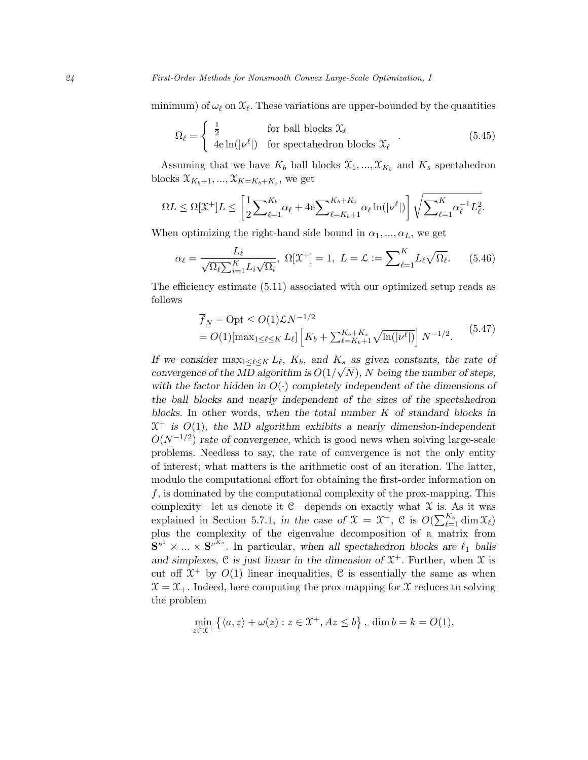minimum) of $\omega_\ell$ on $\mathcal{X}_\ell$. These variations are upper-bounded by the quantities

$$\Omega_\ell = \begin{cases} \frac{1}{2} & \text{for ball blocks } \mathcal{X}_\ell \\ 4\mathrm{e}\ln(|\nu^\ell|) & \text{for spectahedron blocks } \mathcal{X}_\ell \end{cases}. \tag{5.45}$$

Assuming that we have $K_b$ ball blocks $\mathcal{X}_1, ..., \mathcal{X}_{K_b}$ and $K_s$ spectahedron blocks $\mathcal{X}_{K_b+1}, ..., \mathcal{X}_{K=K_b+K_s}$, we get

$$\Omega L \leq \Omega[\mathcal{X}^+]L \leq \left[\frac{1}{2}\sum\nolimits_{\ell=1}^{K_b}\alpha_\ell + 4\mathrm{e}\sum\nolimits_{\ell=K_b+1}^{K_b+K_s}\alpha_\ell \ln(|\nu^\ell|)\right]\sqrt{\sum\nolimits_{\ell=1}^{K}\alpha_\ell^{-1}L_\ell^2}.$$

When optimizing the right-hand side bound in $\alpha_1, ..., \alpha_L$, we get

$$\alpha_\ell = \frac{L_\ell}{\sqrt{\Omega_\ell}\sum_{i=1}^K L_i\sqrt{\Omega_i}},\ \Omega[\mathcal{X}^+] = 1,\ L = \mathcal{L} := \sum\nolimits_{\ell=1}^K L_\ell\sqrt{\Omega_\ell}. \tag{5.46}$$

The efficiency estimate (5.11) associated with our optimized setup reads as follows

$$\begin{aligned} &\overline{f}_N - \mathrm{Opt} \leq O(1)\mathcal{L}N^{-1/2} \\ &= O(1)[\max_{1\leq \ell\leq K} L_\ell]\left[K_b + \sum\nolimits_{\ell=K_b+1}^{K_b+K_s}\sqrt{\ln(|\nu^\ell|)}\right]N^{-1/2}. \end{aligned} \tag{5.47}$$

*If we consider* $\max_{1\leq\ell\leq K} L_\ell$*,* $K_b$*, and* $K_s$ *as given constants, the rate of convergence of the MD algorithm is* $O(1/\sqrt{N})$*,* $N$ *being the number of steps, with the factor hidden in* $O(\cdot)$ *completely independent of the dimensions of the ball blocks and nearly independent of the sizes of the spectahedron blocks.* In other words, *when the total number* $K$ *of standard blocks in* $\mathcal{X}^+$ *is* $O(1)$*, the MD algorithm exhibits a nearly dimension-independent* $O(N^{-1/2})$ *rate of convergence,* which is good news when solving large-scale problems. Needless to say, the rate of convergence is not the only entity of interest; what matters is the arithmetic cost of an iteration. The latter, modulo the computational effort for obtaining the first-order information on $f$, is dominated by the computational complexity of the prox-mapping. This complexity—let us denote it $\mathcal{C}$—depends on exactly what $\mathcal{X}$ is. As it was explained in Section 5.7.1, *in the case of* $\mathcal{X} = \mathcal{X}^+$*,* $\mathcal{C}$ *is* $O(\sum_{\ell=1}^{K_b}\dim\mathcal{X}_\ell)$ plus the complexity of the eigenvalue decomposition of a matrix from $\mathbf{S}^{\nu^1} \times ... \times \mathbf{S}^{\nu^{K_s}}$. In particular, *when all spectahedron blocks are* $\ell_1$ *balls and simplexes,* $\mathcal{C}$ *is just linear in the dimension of* $\mathcal{X}^+$. Further, when $\mathcal{X}$ is cut off $\mathcal{X}^+$ by $O(1)$ linear inequalities, $\mathcal{C}$ is essentially the same as when $\mathcal{X} = \mathcal{X}_+$. Indeed, here computing the prox-mapping for $\mathcal{X}$ reduces to solving the problem

$$\min_{z\in\mathcal{X}^+}\left\{\langle a, z\rangle + \omega(z) : z \in \mathcal{X}^+, Az \leq b\right\},\ \dim b = k = O(1),$$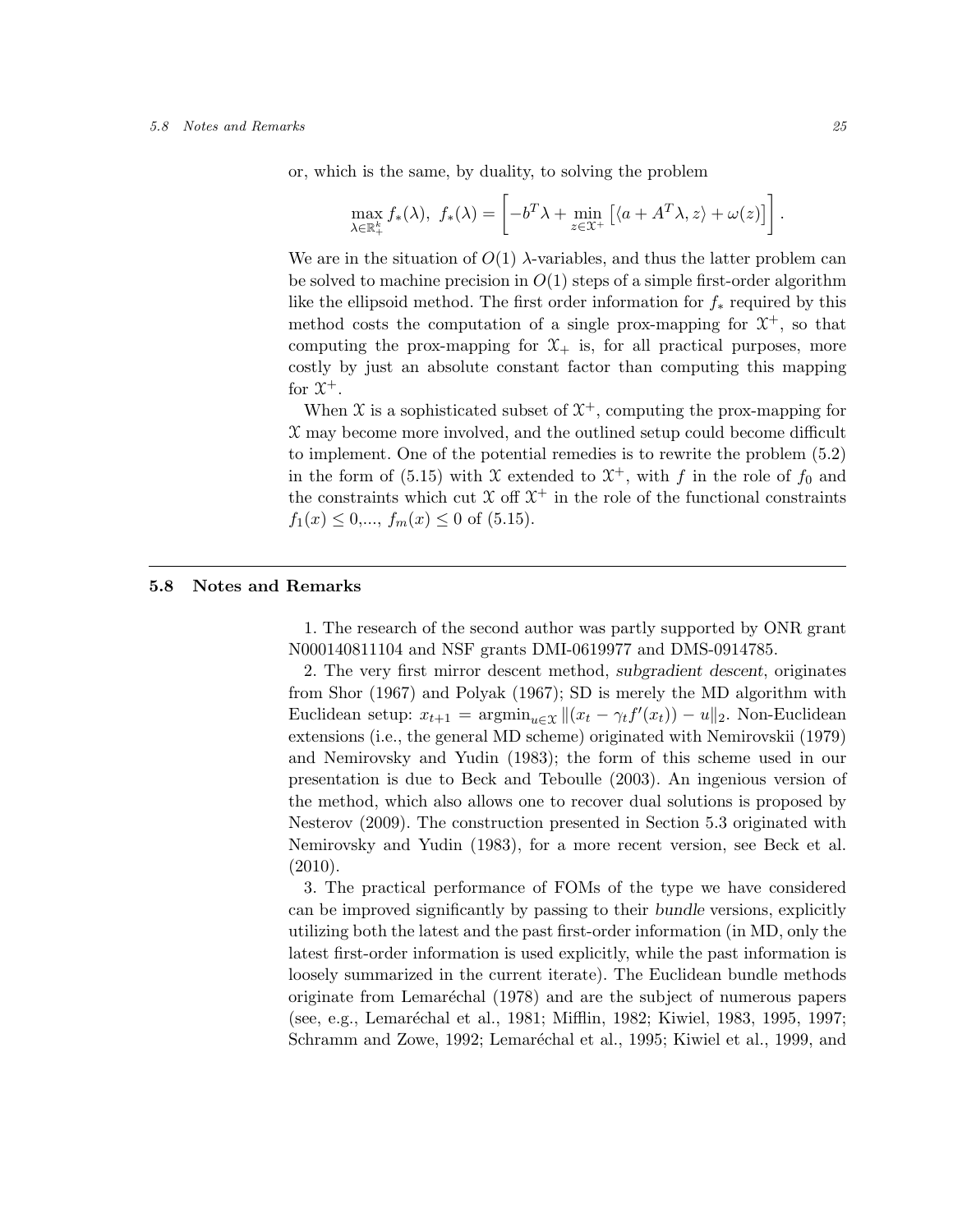or, which is the same, by duality, to solving the problem

$$\max_{\lambda \in \mathbb{R}^k_+} f_*(\lambda), \;\; f_*(\lambda) = \left[ -b^T\lambda + \min_{z \in \mathcal{X}^+} \left[ \langle a + A^T\lambda, z \rangle + \omega(z) \right] \right].$$

We are in the situation of $O(1)$ $\lambda$-variables, and thus the latter problem can be solved to machine precision in $O(1)$ steps of a simple first-order algorithm like the ellipsoid method. The first order information for $f_*$ required by this method costs the computation of a single prox-mapping for $\mathcal{X}^+$, so that computing the prox-mapping for $\mathcal{X}_+$ is, for all practical purposes, more costly by just an absolute constant factor than computing this mapping for $\mathcal{X}^+$.

When $\mathcal{X}$ is a sophisticated subset of $\mathcal{X}^+$, computing the prox-mapping for $\mathcal{X}$ may become more involved, and the outlined setup could become difficult to implement. One of the potential remedies is to rewrite the problem (5.2) in the form of (5.15) with $\mathcal{X}$ extended to $\mathcal{X}^+$, with $f$ in the role of $f_0$ and the constraints which cut $\mathcal{X}$ off $\mathcal{X}^+$ in the role of the functional constraints $f_1(x) \leq 0$,..., $f_m(x) \leq 0$ of (5.15).

## 5.8 Notes and Remarks

1. The research of the second author was partly supported by ONR grant N000140811104 and NSF grants DMI-0619977 and DMS-0914785.

2. The very first mirror descent method, *subgradient descent*, originates from Shor (1967) and Polyak (1967); SD is merely the MD algorithm with Euclidean setup: $x_{t+1} = \text{argmin}_{u \in \mathcal{X}} \|(x_t - \gamma_t f'(x_t)) - u\|_2$. Non-Euclidean extensions (i.e., the general MD scheme) originated with Nemirovskii (1979) and Nemirovsky and Yudin (1983); the form of this scheme used in our presentation is due to Beck and Teboulle (2003). An ingenious version of the method, which also allows one to recover dual solutions is proposed by Nesterov (2009). The construction presented in Section 5.3 originated with Nemirovsky and Yudin (1983), for a more recent version, see Beck et al. (2010).

3. The practical performance of FOMs of the type we have considered can be improved significantly by passing to their *bundle* versions, explicitly utilizing both the latest and the past first-order information (in MD, only the latest first-order information is used explicitly, while the past information is loosely summarized in the current iterate). The Euclidean bundle methods originate from Lemaréchal (1978) and are the subject of numerous papers (see, e.g., Lemaréchal et al., 1981; Mifflin, 1982; Kiwiel, 1983, 1995, 1997; Schramm and Zowe, 1992; Lemaréchal et al., 1995; Kiwiel et al., 1999, and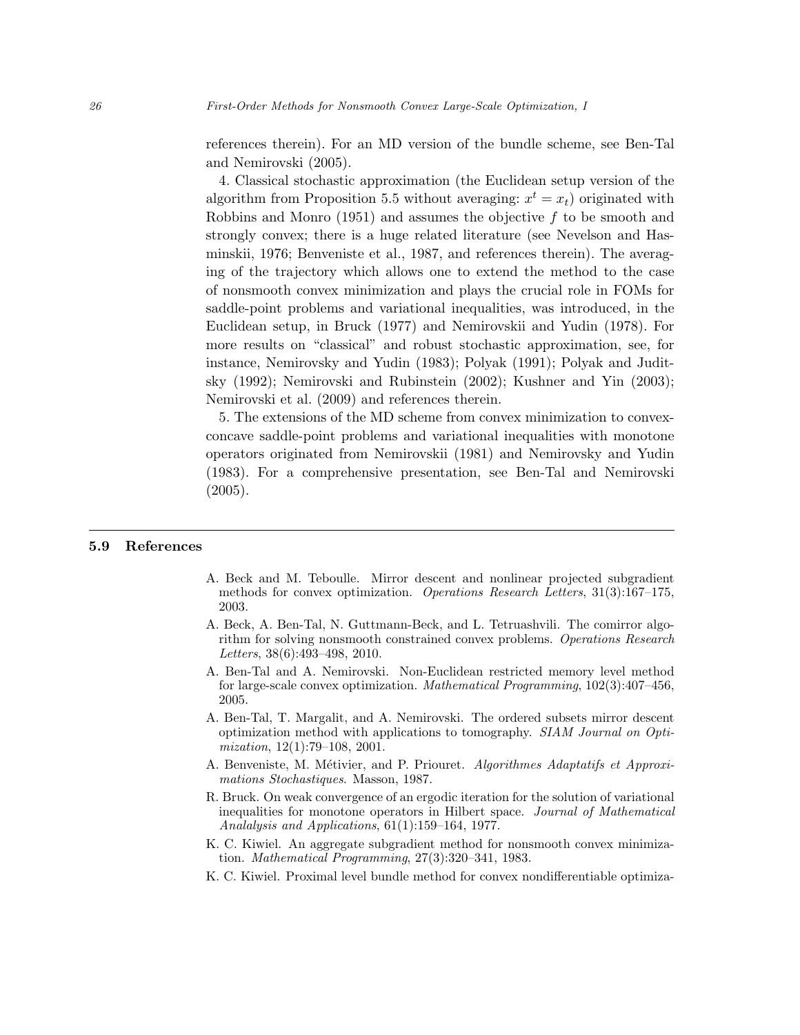references therein). For an MD version of the bundle scheme, see Ben-Tal and Nemirovski (2005).

4. Classical stochastic approximation (the Euclidean setup version of the algorithm from Proposition 5.5 without averaging: $x^t = x_t$) originated with Robbins and Monro (1951) and assumes the objective $f$ to be smooth and strongly convex; there is a huge related literature (see Nevelson and Hasminskii, 1976; Benveniste et al., 1987, and references therein). The averaging of the trajectory which allows one to extend the method to the case of nonsmooth convex minimization and plays the crucial role in FOMs for saddle-point problems and variational inequalities, was introduced, in the Euclidean setup, in Bruck (1977) and Nemirovskii and Yudin (1978). For more results on "classical" and robust stochastic approximation, see, for instance, Nemirovsky and Yudin (1983); Polyak (1991); Polyak and Juditsky (1992); Nemirovski and Rubinstein (2002); Kushner and Yin (2003); Nemirovski et al. (2009) and references therein.

5. The extensions of the MD scheme from convex minimization to convex-concave saddle-point problems and variational inequalities with monotone operators originated from Nemirovskii (1981) and Nemirovsky and Yudin (1983). For a comprehensive presentation, see Ben-Tal and Nemirovski (2005).

## 5.9 References

A. Beck and M. Teboulle. Mirror descent and nonlinear projected subgradient methods for convex optimization. *Operations Research Letters*, 31(3):167–175, 2003.

A. Beck, A. Ben-Tal, N. Guttmann-Beck, and L. Tetruashvili. The comirror algorithm for solving nonsmooth constrained convex problems. *Operations Research Letters*, 38(6):493–498, 2010.

A. Ben-Tal and A. Nemirovski. Non-Euclidean restricted memory level method for large-scale convex optimization. *Mathematical Programming*, 102(3):407–456, 2005.

A. Ben-Tal, T. Margalit, and A. Nemirovski. The ordered subsets mirror descent optimization method with applications to tomography. *SIAM Journal on Optimization*, 12(1):79–108, 2001.

A. Benveniste, M. Métivier, and P. Priouret. *Algorithmes Adaptatifs et Approximations Stochastiques.* Masson, 1987.

R. Bruck. On weak convergence of an ergodic iteration for the solution of variational inequalities for monotone operators in Hilbert space. *Journal of Mathematical Analalysis and Applications*, 61(1):159–164, 1977.

K. C. Kiwiel. An aggregate subgradient method for nonsmooth convex minimization. *Mathematical Programming*, 27(3):320–341, 1983.

K. C. Kiwiel. Proximal level bundle method for convex nondifferentiable optimiza-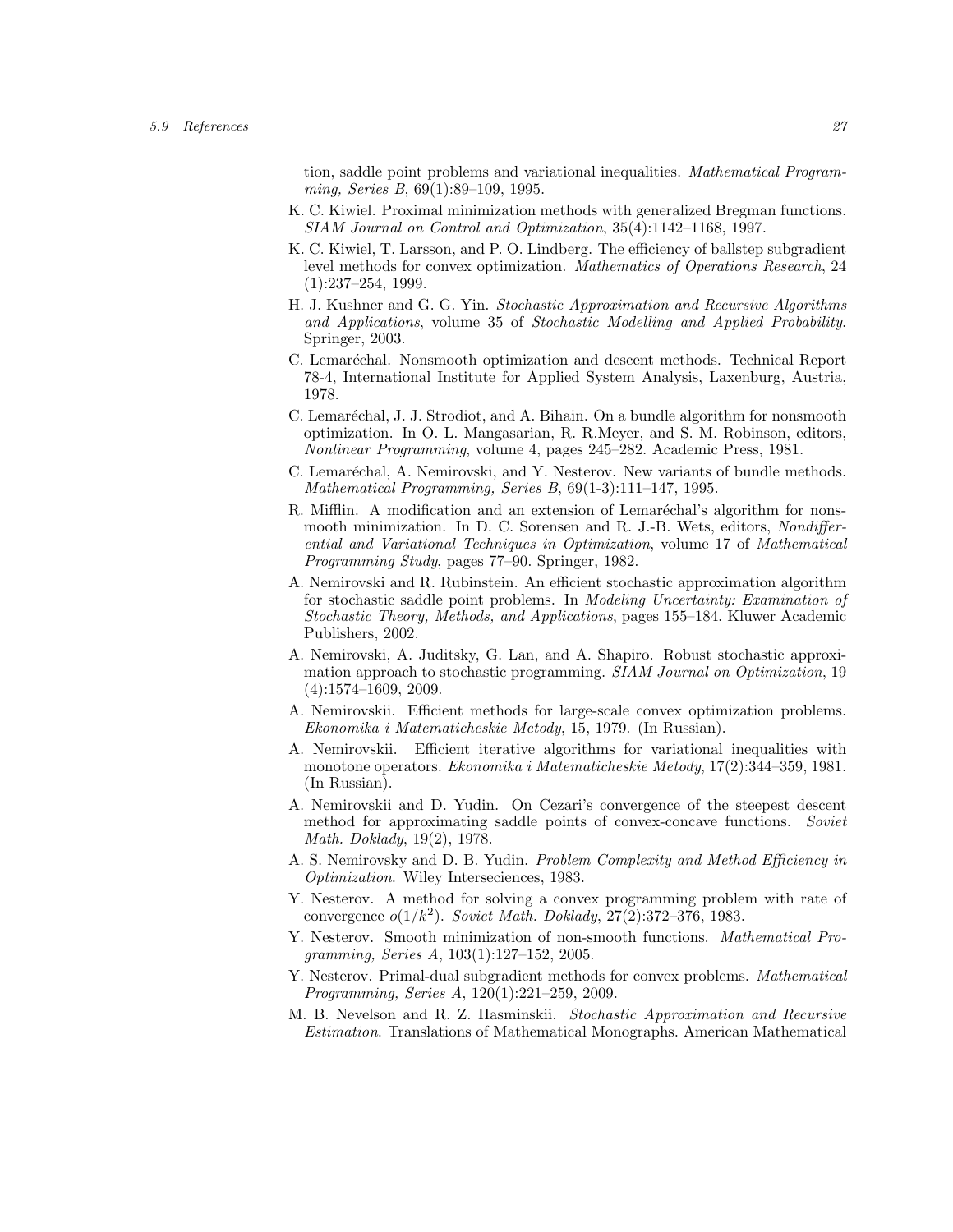tion, saddle point problems and variational inequalities. *Mathematical Programming, Series B*, 69(1):89–109, 1995.

K. C. Kiwiel. Proximal minimization methods with generalized Bregman functions. *SIAM Journal on Control and Optimization*, 35(4):1142–1168, 1997.

K. C. Kiwiel, T. Larsson, and P. O. Lindberg. The efficiency of ballstep subgradient level methods for convex optimization. *Mathematics of Operations Research*, 24 (1):237–254, 1999.

H. J. Kushner and G. G. Yin. *Stochastic Approximation and Recursive Algorithms and Applications*, volume 35 of *Stochastic Modelling and Applied Probability*. Springer, 2003.

C. Lemaréchal. Nonsmooth optimization and descent methods. Technical Report 78-4, International Institute for Applied System Analysis, Laxenburg, Austria, 1978.

C. Lemaréchal, J. J. Strodiot, and A. Bihain. On a bundle algorithm for nonsmooth optimization. In O. L. Mangasarian, R. R.Meyer, and S. M. Robinson, editors, *Nonlinear Programming*, volume 4, pages 245–282. Academic Press, 1981.

C. Lemaréchal, A. Nemirovski, and Y. Nesterov. New variants of bundle methods. *Mathematical Programming, Series B*, 69(1-3):111–147, 1995.

R. Mifflin. A modification and an extension of Lemaréchal's algorithm for nonsmooth minimization. In D. C. Sorensen and R. J.-B. Wets, editors, *Nondifferential and Variational Techniques in Optimization*, volume 17 of *Mathematical Programming Study*, pages 77–90. Springer, 1982.

A. Nemirovski and R. Rubinstein. An efficient stochastic approximation algorithm for stochastic saddle point problems. In *Modeling Uncertainty: Examination of Stochastic Theory, Methods, and Applications*, pages 155–184. Kluwer Academic Publishers, 2002.

A. Nemirovski, A. Juditsky, G. Lan, and A. Shapiro. Robust stochastic approximation approach to stochastic programming. *SIAM Journal on Optimization*, 19 (4):1574–1609, 2009.

A. Nemirovskii. Efficient methods for large-scale convex optimization problems. *Ekonomika i Matematicheskie Metody*, 15, 1979. (In Russian).

A. Nemirovskii. Efficient iterative algorithms for variational inequalities with monotone operators. *Ekonomika i Matematicheskie Metody*, 17(2):344–359, 1981. (In Russian).

A. Nemirovskii and D. Yudin. On Cezari's convergence of the steepest descent method for approximating saddle points of convex-concave functions. *Soviet Math. Doklady*, 19(2), 1978.

A. S. Nemirovsky and D. B. Yudin. *Problem Complexity and Method Efficiency in Optimization*. Wiley Intersceiences, 1983.

Y. Nesterov. A method for solving a convex programming problem with rate of convergence $o(1/k^2)$. *Soviet Math. Doklady*, 27(2):372–376, 1983.

Y. Nesterov. Smooth minimization of non-smooth functions. *Mathematical Programming, Series A*, 103(1):127–152, 2005.

Y. Nesterov. Primal-dual subgradient methods for convex problems. *Mathematical Programming, Series A*, 120(1):221–259, 2009.

M. B. Nevelson and R. Z. Hasminskii. *Stochastic Approximation and Recursive Estimation*. Translations of Mathematical Monographs. American Mathematical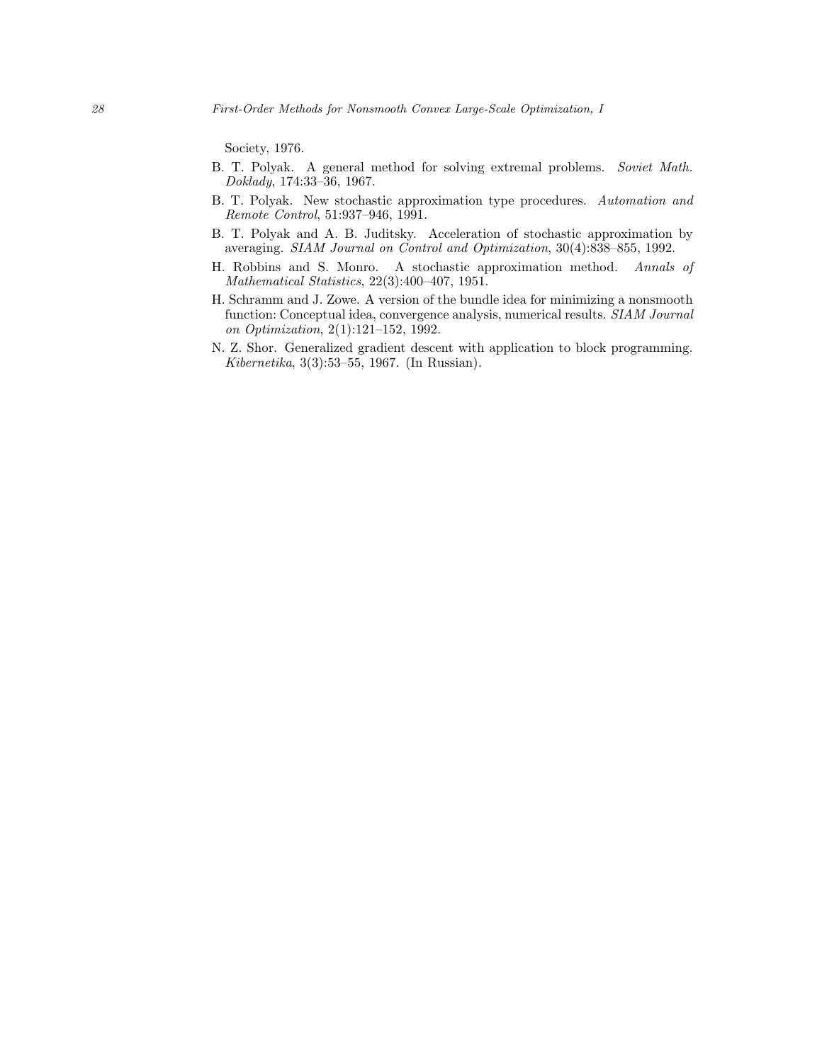Society, 1976.

B. T. Polyak. A general method for solving extremal problems. *Soviet Math. Doklady*, 174:33–36, 1967.

B. T. Polyak. New stochastic approximation type procedures. *Automation and Remote Control*, 51:937–946, 1991.

B. T. Polyak and A. B. Juditsky. Acceleration of stochastic approximation by averaging. *SIAM Journal on Control and Optimization*, 30(4):838–855, 1992.

H. Robbins and S. Monro. A stochastic approximation method. *Annals of Mathematical Statistics*, 22(3):400–407, 1951.

H. Schramm and J. Zowe. A version of the bundle idea for minimizing a nonsmooth function: Conceptual idea, convergence analysis, numerical results. *SIAM Journal on Optimization*, 2(1):121–152, 1992.

N. Z. Shor. Generalized gradient descent with application to block programming. *Kibernetika*, 3(3):53–55, 1967. (In Russian).